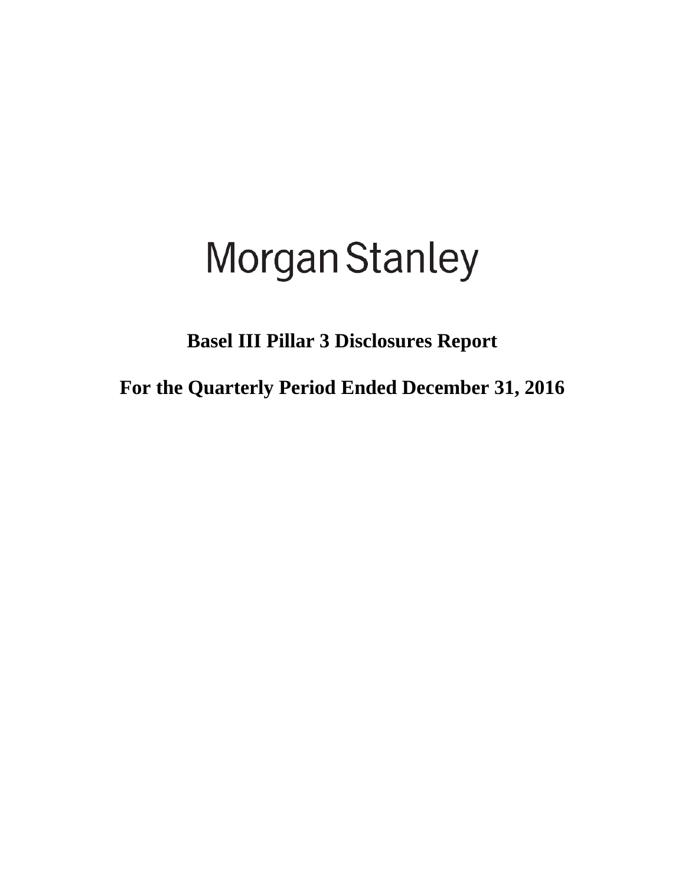# Morgan Stanley

## Basel III Pillar 3 Disclosures Report

## For the Quarterly Period Ended December 31, 2016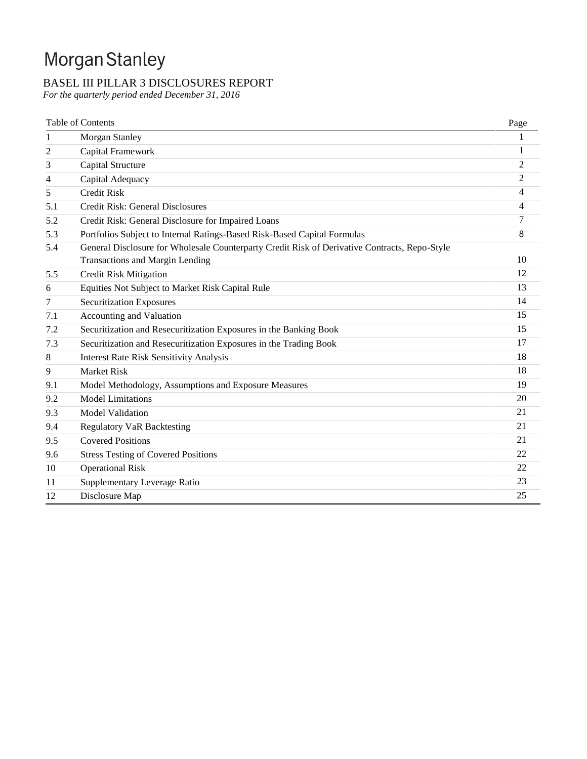# Morgan Stanley

## BASEL III PILLAR 3 DISCLOSURES REPORT

*For the quarterly period ended December 31, 2016*

| Table of Contents | | Page |
|---|---|---|
| 1 | Morgan Stanley | 1 |
| 2 | Capital Framework | 1 |
| 3 | Capital Structure | 2 |
| 4 | Capital Adequacy | 2 |
| 5 | Credit Risk | 4 |
| 5.1 | Credit Risk: General Disclosures | 4 |
| 5.2 | Credit Risk: General Disclosure for Impaired Loans | 7 |
| 5.3 | Portfolios Subject to Internal Ratings-Based Risk-Based Capital Formulas | 8 |
| 5.4 | General Disclosure for Wholesale Counterparty Credit Risk of Derivative Contracts, Repo-Style Transactions and Margin Lending | 10 |
| 5.5 | Credit Risk Mitigation | 12 |
| 6 | Equities Not Subject to Market Risk Capital Rule | 13 |
| 7 | Securitization Exposures | 14 |
| 7.1 | Accounting and Valuation | 15 |
| 7.2 | Securitization and Resecuritization Exposures in the Banking Book | 15 |
| 7.3 | Securitization and Resecuritization Exposures in the Trading Book | 17 |
| 8 | Interest Rate Risk Sensitivity Analysis | 18 |
| 9 | Market Risk | 18 |
| 9.1 | Model Methodology, Assumptions and Exposure Measures | 19 |
| 9.2 | Model Limitations | 20 |
| 9.3 | Model Validation | 21 |
| 9.4 | Regulatory VaR Backtesting | 21 |
| 9.5 | Covered Positions | 21 |
| 9.6 | Stress Testing of Covered Positions | 22 |
| 10 | Operational Risk | 22 |
| 11 | Supplementary Leverage Ratio | 23 |
| 12 | Disclosure Map | 25 |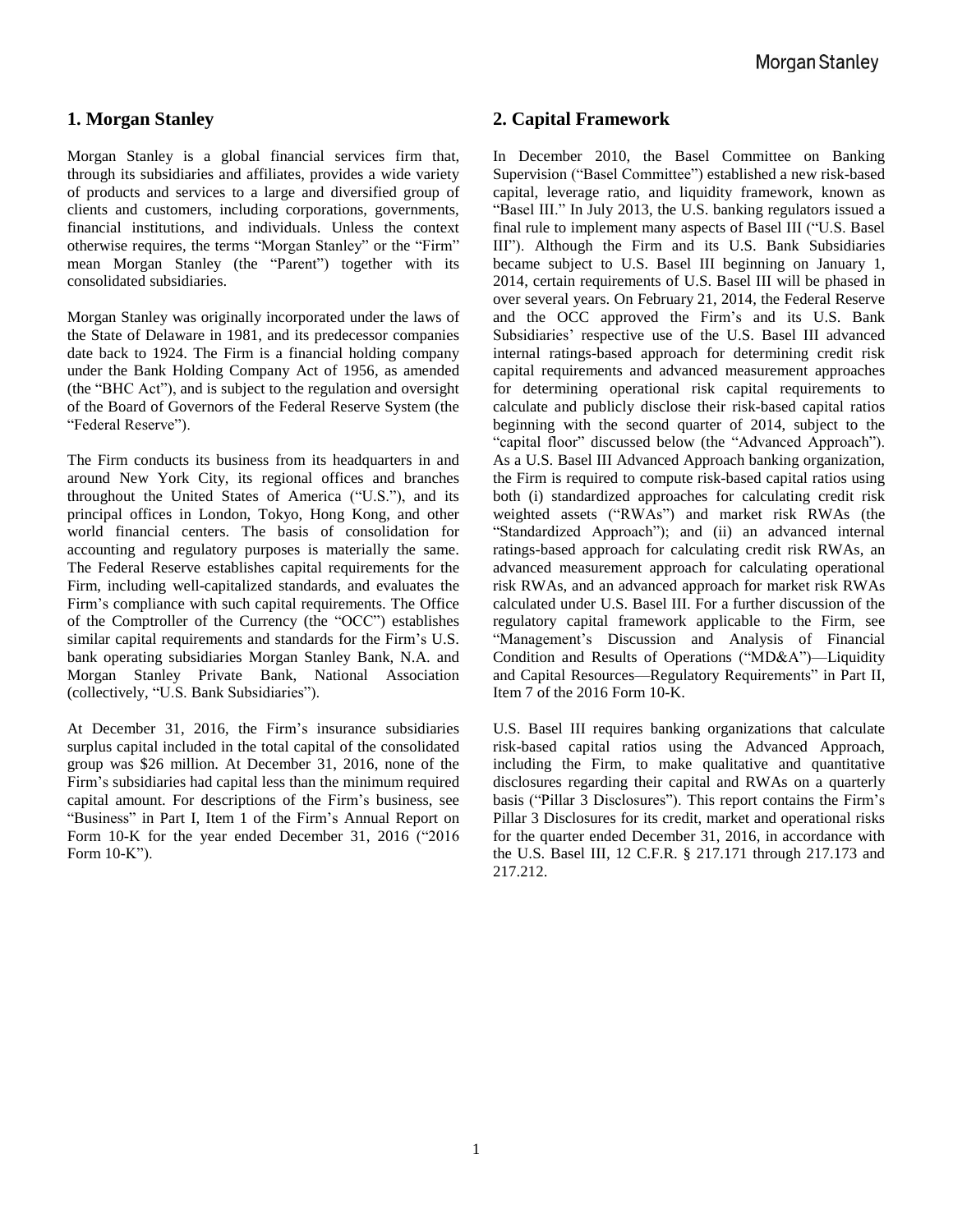## 1. Morgan Stanley

Morgan Stanley is a global financial services firm that, through its subsidiaries and affiliates, provides a wide variety of products and services to a large and diversified group of clients and customers, including corporations, governments, financial institutions, and individuals. Unless the context otherwise requires, the terms "Morgan Stanley" or the "Firm" mean Morgan Stanley (the "Parent") together with its consolidated subsidiaries.

Morgan Stanley was originally incorporated under the laws of the State of Delaware in 1981, and its predecessor companies date back to 1924. The Firm is a financial holding company under the Bank Holding Company Act of 1956, as amended (the "BHC Act"), and is subject to the regulation and oversight of the Board of Governors of the Federal Reserve System (the "Federal Reserve").

The Firm conducts its business from its headquarters in and around New York City, its regional offices and branches throughout the United States of America ("U.S."), and its principal offices in London, Tokyo, Hong Kong, and other world financial centers. The basis of consolidation for accounting and regulatory purposes is materially the same. The Federal Reserve establishes capital requirements for the Firm, including well-capitalized standards, and evaluates the Firm's compliance with such capital requirements. The Office of the Comptroller of the Currency (the "OCC") establishes similar capital requirements and standards for the Firm's U.S. bank operating subsidiaries Morgan Stanley Bank, N.A. and Morgan Stanley Private Bank, National Association (collectively, "U.S. Bank Subsidiaries").

At December 31, 2016, the Firm's insurance subsidiaries surplus capital included in the total capital of the consolidated group was $26 million. At December 31, 2016, none of the Firm's subsidiaries had capital less than the minimum required capital amount. For descriptions of the Firm's business, see "Business" in Part I, Item 1 of the Firm's Annual Report on Form 10-K for the year ended December 31, 2016 ("2016 Form 10-K").

## 2. Capital Framework

In December 2010, the Basel Committee on Banking Supervision ("Basel Committee") established a new risk-based capital, leverage ratio, and liquidity framework, known as "Basel III." In July 2013, the U.S. banking regulators issued a final rule to implement many aspects of Basel III ("U.S. Basel III"). Although the Firm and its U.S. Bank Subsidiaries became subject to U.S. Basel III beginning on January 1, 2014, certain requirements of U.S. Basel III will be phased in over several years. On February 21, 2014, the Federal Reserve and the OCC approved the Firm's and its U.S. Bank Subsidiaries' respective use of the U.S. Basel III advanced internal ratings-based approach for determining credit risk capital requirements and advanced measurement approaches for determining operational risk capital requirements to calculate and publicly disclose their risk-based capital ratios beginning with the second quarter of 2014, subject to the "capital floor" discussed below (the "Advanced Approach"). As a U.S. Basel III Advanced Approach banking organization, the Firm is required to compute risk-based capital ratios using both (i) standardized approaches for calculating credit risk weighted assets ("RWAs") and market risk RWAs (the "Standardized Approach"); and (ii) an advanced internal ratings-based approach for calculating credit risk RWAs, an advanced measurement approach for calculating operational risk RWAs, and an advanced approach for market risk RWAs calculated under U.S. Basel III. For a further discussion of the regulatory capital framework applicable to the Firm, see "Management's Discussion and Analysis of Financial Condition and Results of Operations ("MD&A")—Liquidity and Capital Resources—Regulatory Requirements" in Part II, Item 7 of the 2016 Form 10-K.

U.S. Basel III requires banking organizations that calculate risk-based capital ratios using the Advanced Approach, including the Firm, to make qualitative and quantitative disclosures regarding their capital and RWAs on a quarterly basis ("Pillar 3 Disclosures"). This report contains the Firm's Pillar 3 Disclosures for its credit, market and operational risks for the quarter ended December 31, 2016, in accordance with the U.S. Basel III, 12 C.F.R. § 217.171 through 217.173 and 217.212.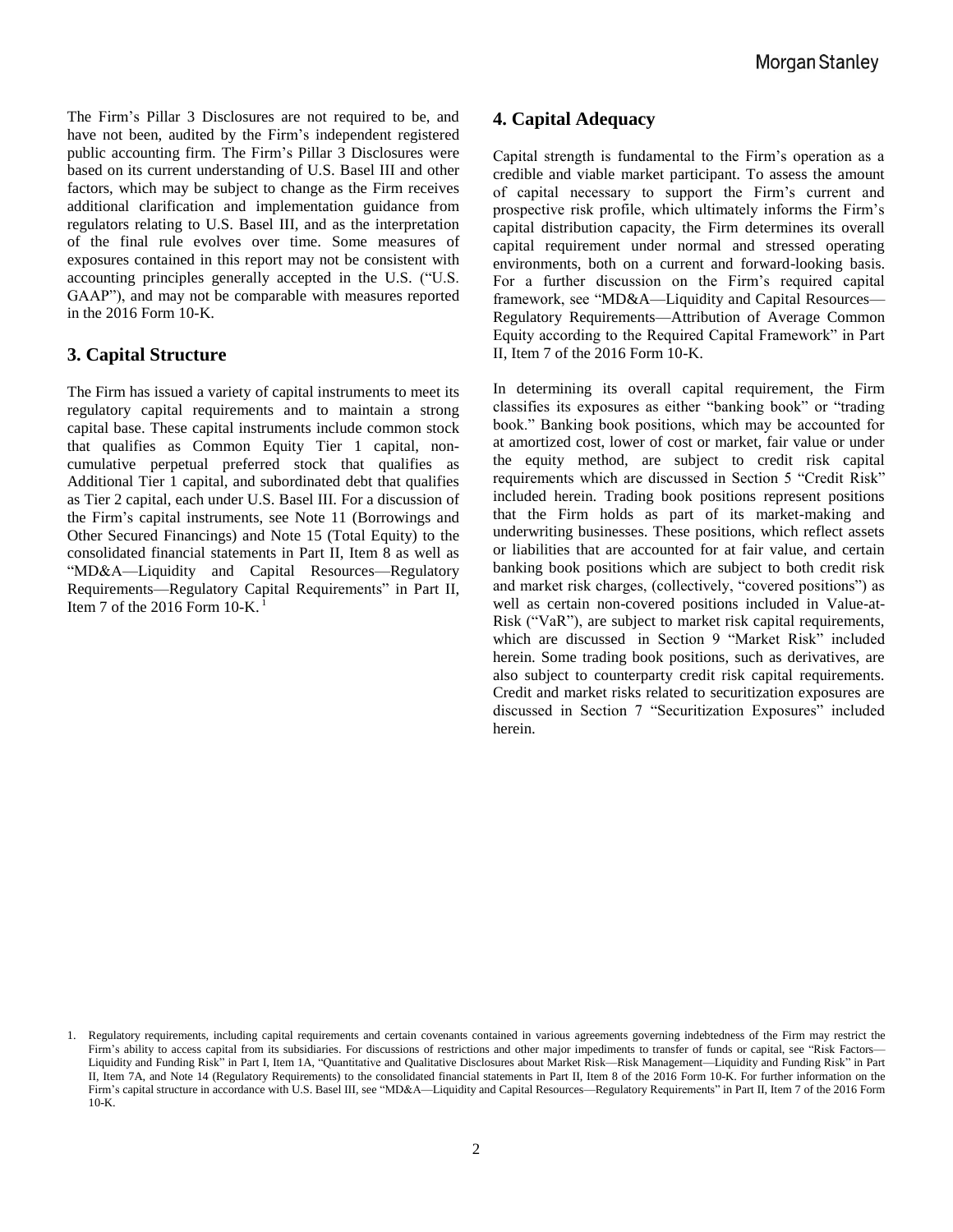The Firm's Pillar 3 Disclosures are not required to be, and have not been, audited by the Firm's independent registered public accounting firm. The Firm's Pillar 3 Disclosures were based on its current understanding of U.S. Basel III and other factors, which may be subject to change as the Firm receives additional clarification and implementation guidance from regulators relating to U.S. Basel III, and as the interpretation of the final rule evolves over time. Some measures of exposures contained in this report may not be consistent with accounting principles generally accepted in the U.S. ("U.S. GAAP"), and may not be comparable with measures reported in the 2016 Form 10-K.

## 3. Capital Structure

The Firm has issued a variety of capital instruments to meet its regulatory capital requirements and to maintain a strong capital base. These capital instruments include common stock that qualifies as Common Equity Tier 1 capital, non-cumulative perpetual preferred stock that qualifies as Additional Tier 1 capital, and subordinated debt that qualifies as Tier 2 capital, each under U.S. Basel III. For a discussion of the Firm's capital instruments, see Note 11 (Borrowings and Other Secured Financings) and Note 15 (Total Equity) to the consolidated financial statements in Part II, Item 8 as well as "MD&A—Liquidity and Capital Resources—Regulatory Requirements—Regulatory Capital Requirements" in Part II, Item 7 of the 2016 Form 10-K.[1]

## 4. Capital Adequacy

Capital strength is fundamental to the Firm's operation as a credible and viable market participant. To assess the amount of capital necessary to support the Firm's current and prospective risk profile, which ultimately informs the Firm's capital distribution capacity, the Firm determines its overall capital requirement under normal and stressed operating environments, both on a current and forward-looking basis. For a further discussion on the Firm's required capital framework, see "MD&A—Liquidity and Capital Resources—Regulatory Requirements—Attribution of Average Common Equity according to the Required Capital Framework" in Part II, Item 7 of the 2016 Form 10-K.

In determining its overall capital requirement, the Firm classifies its exposures as either "banking book" or "trading book." Banking book positions, which may be accounted for at amortized cost, lower of cost or market, fair value or under the equity method, are subject to credit risk capital requirements which are discussed in Section 5 "Credit Risk" included herein. Trading book positions represent positions that the Firm holds as part of its market-making and underwriting businesses. These positions, which reflect assets or liabilities that are accounted for at fair value, and certain banking book positions which are subject to both credit risk and market risk charges, (collectively, "covered positions") as well as certain non-covered positions included in Value-at-Risk ("VaR"), are subject to market risk capital requirements, which are discussed in Section 9 "Market Risk" included herein. Some trading book positions, such as derivatives, are also subject to counterparty credit risk capital requirements. Credit and market risks related to securitization exposures are discussed in Section 7 "Securitization Exposures" included herein.

1. Regulatory requirements, including capital requirements and certain covenants contained in various agreements governing indebtedness of the Firm may restrict the Firm's ability to access capital from its subsidiaries. For discussions of restrictions and other major impediments to transfer of funds or capital, see "Risk Factors—Liquidity and Funding Risk" in Part I, Item 1A, "Quantitative and Qualitative Disclosures about Market Risk—Risk Management—Liquidity and Funding Risk" in Part II, Item 7A, and Note 14 (Regulatory Requirements) to the consolidated financial statements in Part II, Item 8 of the 2016 Form 10-K. For further information on the Firm's capital structure in accordance with U.S. Basel III, see "MD&A—Liquidity and Capital Resources—Regulatory Requirements" in Part II, Item 7 of the 2016 Form 10-K.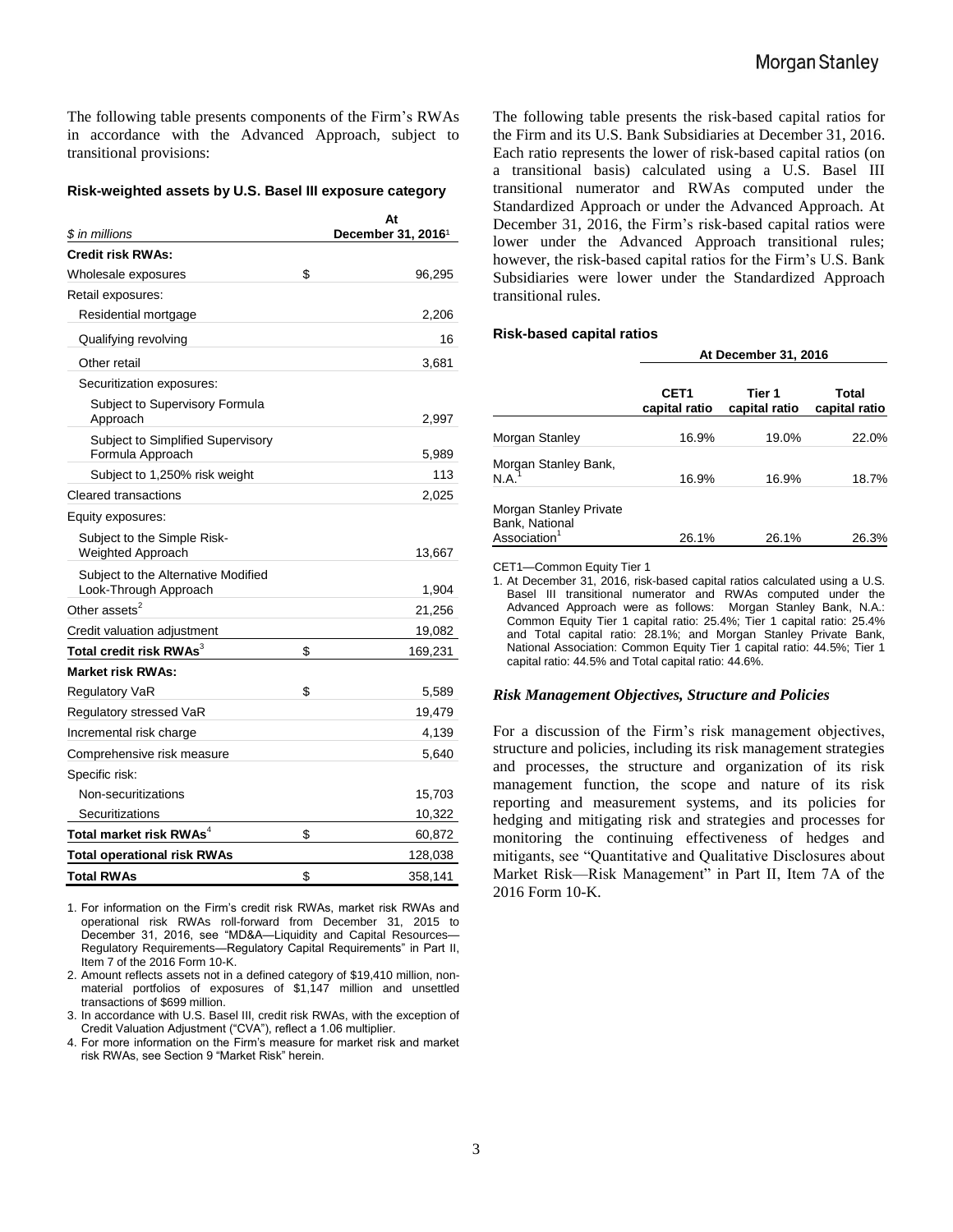The following table presents components of the Firm's RWAs in accordance with the Advanced Approach, subject to transitional provisions:

**Risk-weighted assets by U.S. Basel III exposure category**

| *$ in millions* | At December 31, 2016[1] |
|---|---|
| **Credit risk RWAs:** | |
| Wholesale exposures | $ 96,295 |
| Retail exposures: | |
| Residential mortgage | 2,206 |
| Qualifying revolving | 16 |
| Other retail | 3,681 |
| Securitization exposures: | |
| Subject to Supervisory Formula Approach | 2,997 |
| Subject to Simplified Supervisory Formula Approach | 5,989 |
| Subject to 1,250% risk weight | 113 |
| Cleared transactions | 2,025 |
| Equity exposures: | |
| Subject to the Simple Risk-Weighted Approach | 13,667 |
| Subject to the Alternative Modified Look-Through Approach | 1,904 |
| Other assets[2] | 21,256 |
| Credit valuation adjustment | 19,082 |
| **Total credit risk RWAs[3]** | $ 169,231 |
| **Market risk RWAs:** | |
| Regulatory VaR | $ 5,589 |
| Regulatory stressed VaR | 19,479 |
| Incremental risk charge | 4,139 |
| Comprehensive risk measure | 5,640 |
| Specific risk: | |
| Non-securitizations | 15,703 |
| Securitizations | 10,322 |
| **Total market risk RWAs[4]** | $ 60,872 |
| **Total operational risk RWAs** | 128,038 |
| **Total RWAs** | $ 358,141 |

1. For information on the Firm's credit risk RWAs, market risk RWAs and operational risk RWAs roll-forward from December 31, 2015 to December 31, 2016, see "MD&A—Liquidity and Capital Resources—Regulatory Requirements—Regulatory Capital Requirements" in Part II, Item 7 of the 2016 Form 10-K.
2. Amount reflects assets not in a defined category of $19,410 million, non-material portfolios of exposures of $1,147 million and unsettled transactions of $699 million.
3. In accordance with U.S. Basel III, credit risk RWAs, with the exception of Credit Valuation Adjustment ("CVA"), reflect a 1.06 multiplier.
4. For more information on the Firm's measure for market risk and market risk RWAs, see Section 9 "Market Risk" herein.

The following table presents the risk-based capital ratios for the Firm and its U.S. Bank Subsidiaries at December 31, 2016. Each ratio represents the lower of risk-based capital ratios (on a transitional basis) calculated using a U.S. Basel III transitional numerator and RWAs computed under the Standardized Approach or under the Advanced Approach. At December 31, 2016, the Firm's risk-based capital ratios were lower under the Advanced Approach transitional rules; however, the risk-based capital ratios for the Firm's U.S. Bank Subsidiaries were lower under the Standardized Approach transitional rules.

**Risk-based capital ratios**

| | At December 31, 2016 | | |
|---|---|---|---|
| | CET1 capital ratio | Tier 1 capital ratio | Total capital ratio |
| Morgan Stanley | 16.9% | 19.0% | 22.0% |
| Morgan Stanley Bank, N.A.[1] | 16.9% | 16.9% | 18.7% |
| Morgan Stanley Private Bank, National Association[1] | 26.1% | 26.1% | 26.3% |

CET1—Common Equity Tier 1

1. At December 31, 2016, risk-based capital ratios calculated using a U.S. Basel III transitional numerator and RWAs computed under the Advanced Approach were as follows: Morgan Stanley Bank, N.A.: Common Equity Tier 1 capital ratio: 25.4%; Tier 1 capital ratio: 25.4% and Total capital ratio: 28.1%; and Morgan Stanley Private Bank, National Association: Common Equity Tier 1 capital ratio: 44.5%; Tier 1 capital ratio: 44.5% and Total capital ratio: 44.6%.

### *Risk Management Objectives, Structure and Policies*

For a discussion of the Firm's risk management objectives, structure and policies, including its risk management strategies and processes, the structure and organization of its risk management function, the scope and nature of its risk reporting and measurement systems, and its policies for hedging and mitigating risk and strategies and processes for monitoring the continuing effectiveness of hedges and mitigants, see "Quantitative and Qualitative Disclosures about Market Risk—Risk Management" in Part II, Item 7A of the 2016 Form 10-K.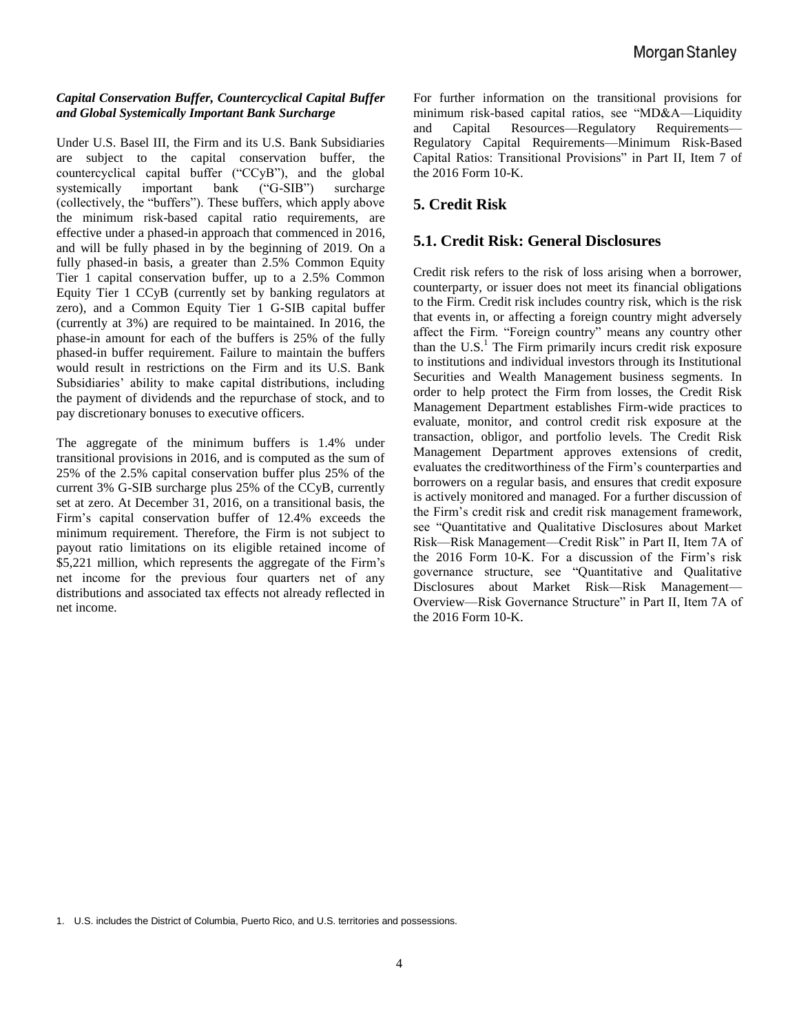***Capital Conservation Buffer, Countercyclical Capital Buffer and Global Systemically Important Bank Surcharge***

Under U.S. Basel III, the Firm and its U.S. Bank Subsidiaries are subject to the capital conservation buffer, the countercyclical capital buffer ("CCyB"), and the global systemically important bank ("G-SIB") surcharge (collectively, the "buffers"). These buffers, which apply above the minimum risk-based capital ratio requirements, are effective under a phased-in approach that commenced in 2016, and will be fully phased in by the beginning of 2019. On a fully phased-in basis, a greater than 2.5% Common Equity Tier 1 capital conservation buffer, up to a 2.5% Common Equity Tier 1 CCyB (currently set by banking regulators at zero), and a Common Equity Tier 1 G-SIB capital buffer (currently at 3%) are required to be maintained. In 2016, the phase-in amount for each of the buffers is 25% of the fully phased-in buffer requirement. Failure to maintain the buffers would result in restrictions on the Firm and its U.S. Bank Subsidiaries' ability to make capital distributions, including the payment of dividends and the repurchase of stock, and to pay discretionary bonuses to executive officers.

The aggregate of the minimum buffers is 1.4% under transitional provisions in 2016, and is computed as the sum of 25% of the 2.5% capital conservation buffer plus 25% of the current 3% G-SIB surcharge plus 25% of the CCyB, currently set at zero. At December 31, 2016, on a transitional basis, the Firm's capital conservation buffer of 12.4% exceeds the minimum requirement. Therefore, the Firm is not subject to payout ratio limitations on its eligible retained income of $5,221 million, which represents the aggregate of the Firm's net income for the previous four quarters net of any distributions and associated tax effects not already reflected in net income.

For further information on the transitional provisions for minimum risk-based capital ratios, see "MD&A—Liquidity and Capital Resources—Regulatory Requirements—Regulatory Capital Requirements—Minimum Risk-Based Capital Ratios: Transitional Provisions" in Part II, Item 7 of the 2016 Form 10-K.

# 5. Credit Risk

## 5.1. Credit Risk: General Disclosures

Credit risk refers to the risk of loss arising when a borrower, counterparty, or issuer does not meet its financial obligations to the Firm. Credit risk includes country risk, which is the risk that events in, or affecting a foreign country might adversely affect the Firm. "Foreign country" means any country other than the U.S.[1] The Firm primarily incurs credit risk exposure to institutions and individual investors through its Institutional Securities and Wealth Management business segments. In order to help protect the Firm from losses, the Credit Risk Management Department establishes Firm-wide practices to evaluate, monitor, and control credit risk exposure at the transaction, obligor, and portfolio levels. The Credit Risk Management Department approves extensions of credit, evaluates the creditworthiness of the Firm's counterparties and borrowers on a regular basis, and ensures that credit exposure is actively monitored and managed. For a further discussion of the Firm's credit risk and credit risk management framework, see "Quantitative and Qualitative Disclosures about Market Risk—Risk Management—Credit Risk" in Part II, Item 7A of the 2016 Form 10-K. For a discussion of the Firm's risk governance structure, see "Quantitative and Qualitative Disclosures about Market Risk—Risk Management—Overview—Risk Governance Structure" in Part II, Item 7A of the 2016 Form 10-K.

1. U.S. includes the District of Columbia, Puerto Rico, and U.S. territories and possessions.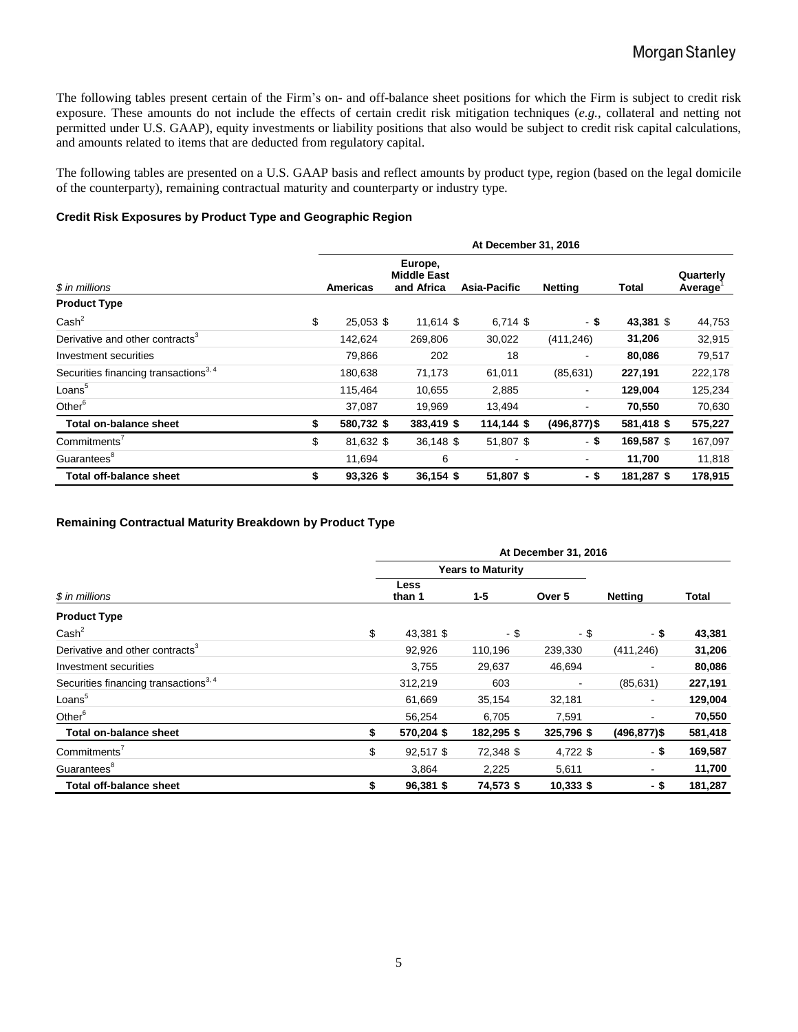The following tables present certain of the Firm's on- and off-balance sheet positions for which the Firm is subject to credit risk exposure. These amounts do not include the effects of certain credit risk mitigation techniques (*e.g.*, collateral and netting not permitted under U.S. GAAP), equity investments or liability positions that also would be subject to credit risk capital calculations, and amounts related to items that are deducted from regulatory capital.

The following tables are presented on a U.S. GAAP basis and reflect amounts by product type, region (based on the legal domicile of the counterparty), remaining contractual maturity and counterparty or industry type.

**Credit Risk Exposures by Product Type and Geographic Region**

| | At December 31, 2016 | | | | | |
|---|---|---|---|---|---|---|
| *$ in millions* | Americas | Europe, Middle East and Africa | Asia-Pacific | Netting | Total | Quarterly Average[1] |
| **Product Type** | | | | | | |
| Cash[2] | $ 25,053 | $ 11,614 | $ 6,714 | $ - | **$ 43,381** | $ 44,753 |
| Derivative and other contracts[3] | 142,624 | 269,806 | 30,022 | (411,246) | **31,206** | 32,915 |
| Investment securities | 79,866 | 202 | 18 | - | **80,086** | 79,517 |
| Securities financing transactions[3, 4] | 180,638 | 71,173 | 61,011 | (85,631) | **227,191** | 222,178 |
| Loans[5] | 115,464 | 10,655 | 2,885 | - | **129,004** | 125,234 |
| Other[6] | 37,087 | 19,969 | 13,494 | - | **70,550** | 70,630 |
| **Total on-balance sheet** | **$ 580,732** | **$ 383,419** | **$ 114,144** | **$ (496,877)** | **$ 581,418** | **$ 575,227** |
| Commitments[7] | $ 81,632 | $ 36,148 | $ 51,807 | $ - | **$ 169,587** | $ 167,097 |
| Guarantees[8] | 11,694 | 6 | - | - | **11,700** | 11,818 |
| **Total off-balance sheet** | **$ 93,326** | **$ 36,154** | **$ 51,807** | **$ -** | **$ 181,287** | **$ 178,915** |

**Remaining Contractual Maturity Breakdown by Product Type**

| | At December 31, 2016 | | | | |
|---|---|---|---|---|---|
| | Years to Maturity | | | | |
| *$ in millions* | Less than 1 | 1-5 | Over 5 | Netting | Total |
| **Product Type** | | | | | |
| Cash[2] | $ 43,381 | $ - | $ - | $ - | **$ 43,381** |
| Derivative and other contracts[3] | 92,926 | 110,196 | 239,330 | (411,246) | **31,206** |
| Investment securities | 3,755 | 29,637 | 46,694 | - | **80,086** |
| Securities financing transactions[3, 4] | 312,219 | 603 | - | (85,631) | **227,191** |
| Loans[5] | 61,669 | 35,154 | 32,181 | - | **129,004** |
| Other[6] | 56,254 | 6,705 | 7,591 | - | **70,550** |
| **Total on-balance sheet** | **$ 570,204** | **$ 182,295** | **$ 325,796** | **$ (496,877)** | **$ 581,418** |
| Commitments[7] | $ 92,517 | $ 72,348 | $ 4,722 | $ - | **$ 169,587** |
| Guarantees[8] | 3,864 | 2,225 | 5,611 | - | **11,700** |
| **Total off-balance sheet** | **$ 96,381** | **$ 74,573** | **$ 10,333** | **$ -** | **$ 181,287** |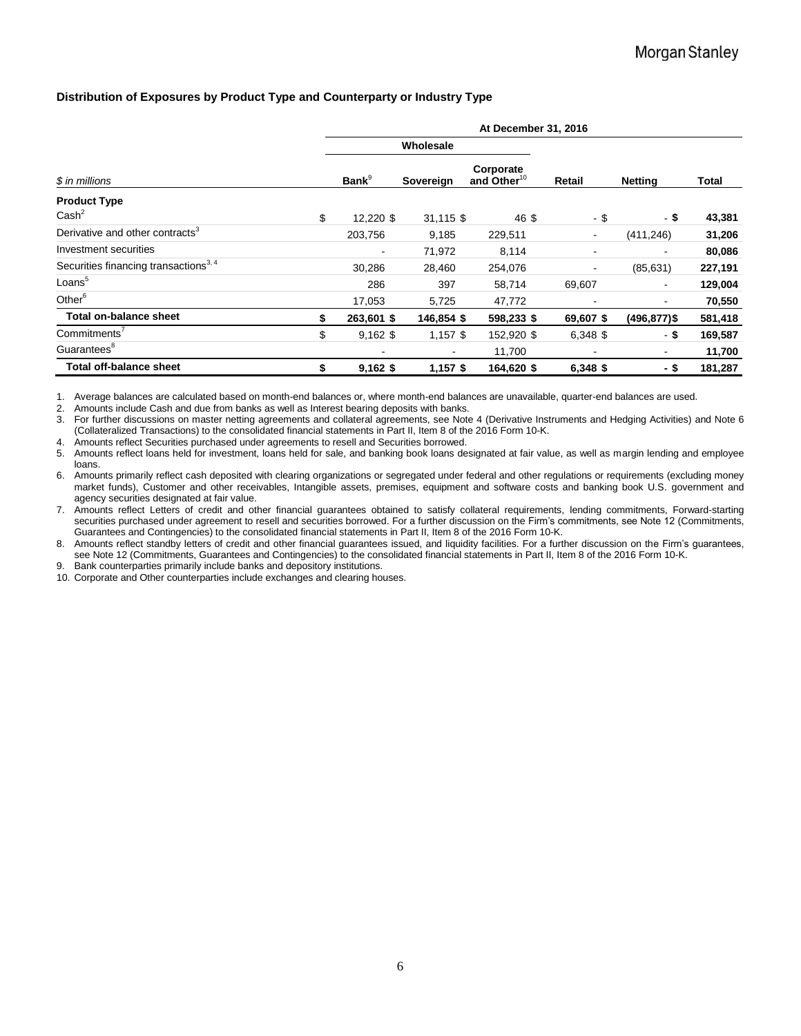### Distribution of Exposures by Product Type and Counterparty or Industry Type

| | At December 31, 2016 | | | | | |
|---|---|---|---|---|---|---|
| | Wholesale | | | | | |
| *$ in millions* | Bank[9] | Sovereign | Corporate and Other[10] | Retail | Netting | Total |
| **Product Type** | | | | | | |
| Cash[2] | $ 12,220 | $ 31,115 | $ 46 | $ - | $ - | **$ 43,381** |
| Derivative and other contracts[3] | 203,756 | 9,185 | 229,511 | - | (411,246) | **31,206** |
| Investment securities | - | 71,972 | 8,114 | - | - | **80,086** |
| Securities financing transactions[3, 4] | 30,286 | 28,460 | 254,076 | - | (85,631) | **227,191** |
| Loans[5] | 286 | 397 | 58,714 | 69,607 | - | **129,004** |
| Other[6] | 17,053 | 5,725 | 47,772 | - | - | **70,550** |
| **Total on-balance sheet** | **$ 263,601** | **$ 146,854** | **$ 598,233** | **$ 69,607** | **$ (496,877)** | **$ 581,418** |
| Commitments[7] | $ 9,162 | $ 1,157 | $ 152,920 | $ 6,348 | $ - | **$ 169,587** |
| Guarantees[8] | - | - | 11,700 | - | - | **11,700** |
| **Total off-balance sheet** | **$ 9,162** | **$ 1,157** | **$ 164,620** | **$ 6,348** | **$ -** | **$ 181,287** |

1. Average balances are calculated based on month-end balances or, where month-end balances are unavailable, quarter-end balances are used.
2. Amounts include Cash and due from banks as well as Interest bearing deposits with banks.
3. For further discussions on master netting agreements and collateral agreements, see Note 4 (Derivative Instruments and Hedging Activities) and Note 6 (Collateralized Transactions) to the consolidated financial statements in Part II, Item 8 of the 2016 Form 10-K.
4. Amounts reflect Securities purchased under agreements to resell and Securities borrowed.
5. Amounts reflect loans held for investment, loans held for sale, and banking book loans designated at fair value, as well as margin lending and employee loans.
6. Amounts primarily reflect cash deposited with clearing organizations or segregated under federal and other regulations or requirements (excluding money market funds), Customer and other receivables, Intangible assets, premises, equipment and software costs and banking book U.S. government and agency securities designated at fair value.
7. Amounts reflect Letters of credit and other financial guarantees obtained to satisfy collateral requirements, lending commitments, Forward-starting securities purchased under agreement to resell and securities borrowed. For a further discussion on the Firm's commitments, see Note 12 (Commitments, Guarantees and Contingencies) to the consolidated financial statements in Part II, Item 8 of the 2016 Form 10-K.
8. Amounts reflect standby letters of credit and other financial guarantees issued, and liquidity facilities. For a further discussion on the Firm's guarantees, see Note 12 (Commitments, Guarantees and Contingencies) to the consolidated financial statements in Part II, Item 8 of the 2016 Form 10-K.
9. Bank counterparties primarily include banks and depository institutions.
10. Corporate and Other counterparties include exchanges and clearing houses.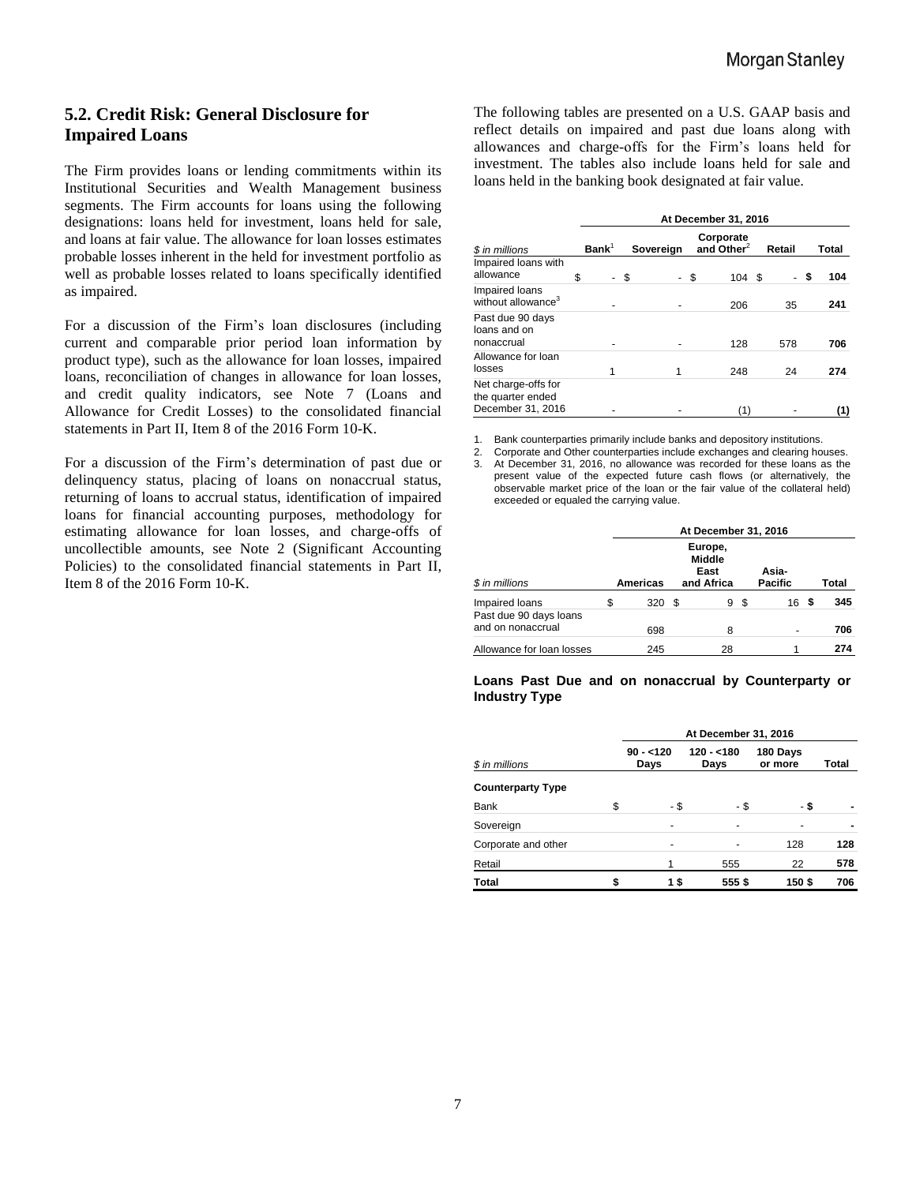## 5.2. Credit Risk: General Disclosure for Impaired Loans

The Firm provides loans or lending commitments within its Institutional Securities and Wealth Management business segments. The Firm accounts for loans using the following designations: loans held for investment, loans held for sale, and loans at fair value. The allowance for loan losses estimates probable losses inherent in the held for investment portfolio as well as probable losses related to loans specifically identified as impaired.

For a discussion of the Firm's loan disclosures (including current and comparable prior period loan information by product type), such as the allowance for loan losses, impaired loans, reconciliation of changes in allowance for loan losses, and credit quality indicators, see Note 7 (Loans and Allowance for Credit Losses) to the consolidated financial statements in Part II, Item 8 of the 2016 Form 10-K.

For a discussion of the Firm's determination of past due or delinquency status, placing of loans on nonaccrual status, returning of loans to accrual status, identification of impaired loans for financial accounting purposes, methodology for estimating allowance for loan losses, and charge-offs of uncollectible amounts, see Note 2 (Significant Accounting Policies) to the consolidated financial statements in Part II, Item 8 of the 2016 Form 10-K.

The following tables are presented on a U.S. GAAP basis and reflect details on impaired and past due loans along with allowances and charge-offs for the Firm's loans held for investment. The tables also include loans held for sale and loans held in the banking book designated at fair value.

| | At December 31, 2016 | | | | |
|---|---|---|---|---|---|
| *$ in millions* | Bank[1] | Sovereign | Corporate and Other[2] | Retail | Total |
| Impaired loans with allowance | $ - | $ - | $ 104 | $ - | **$ 104** |
| Impaired loans without allowance[3] | - | - | 206 | 35 | **241** |
| Past due 90 days loans and on nonaccrual | - | - | 128 | 578 | **706** |
| Allowance for loan losses | 1 | 1 | 248 | 24 | **274** |
| Net charge-offs for the quarter ended December 31, 2016 | - | - | (1) | - | **(1)** |

1. Bank counterparties primarily include banks and depository institutions.
2. Corporate and Other counterparties include exchanges and clearing houses.
3. At December 31, 2016, no allowance was recorded for these loans as the present value of the expected future cash flows (or alternatively, the observable market price of the loan or the fair value of the collateral held) exceeded or equaled the carrying value.

| | At December 31, 2016 | | | |
|---|---|---|---|---|
| *$ in millions* | Americas | Europe, Middle East and Africa | Asia-Pacific | Total |
| Impaired loans | $ 320 | $ 9 | $ 16 | **$ 345** |
| Past due 90 days loans and on nonaccrual | 698 | 8 | - | **706** |
| Allowance for loan losses | 245 | 28 | 1 | **274** |

**Loans Past Due and on nonaccrual by Counterparty or Industry Type**

| | At December 31, 2016 | | | |
|---|---|---|---|---|
| *$ in millions* | 90 - <120 Days | 120 - <180 Days | 180 Days or more | Total |
| **Counterparty Type** | | | | |
| Bank | $ - | $ - | $ - | **$ -** |
| Sovereign | - | - | - | **-** |
| Corporate and other | - | - | 128 | **128** |
| Retail | 1 | 555 | 22 | **578** |
| **Total** | **$ 1** | **$ 555** | **$ 150** | **$ 706** |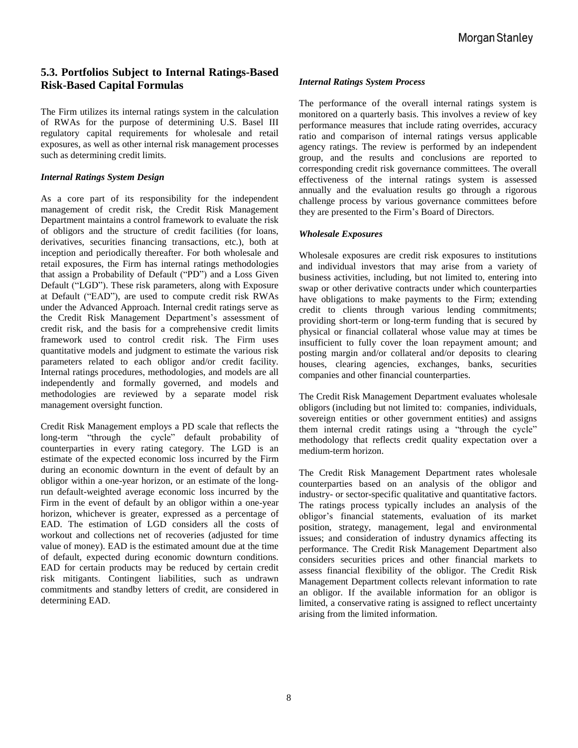## 5.3. Portfolios Subject to Internal Ratings-Based Risk-Based Capital Formulas

The Firm utilizes its internal ratings system in the calculation of RWAs for the purpose of determining U.S. Basel III regulatory capital requirements for wholesale and retail exposures, as well as other internal risk management processes such as determining credit limits.

### *Internal Ratings System Design*

As a core part of its responsibility for the independent management of credit risk, the Credit Risk Management Department maintains a control framework to evaluate the risk of obligors and the structure of credit facilities (for loans, derivatives, securities financing transactions, etc.), both at inception and periodically thereafter. For both wholesale and retail exposures, the Firm has internal ratings methodologies that assign a Probability of Default ("PD") and a Loss Given Default ("LGD"). These risk parameters, along with Exposure at Default ("EAD"), are used to compute credit risk RWAs under the Advanced Approach. Internal credit ratings serve as the Credit Risk Management Department's assessment of credit risk, and the basis for a comprehensive credit limits framework used to control credit risk. The Firm uses quantitative models and judgment to estimate the various risk parameters related to each obligor and/or credit facility. Internal ratings procedures, methodologies, and models are all independently and formally governed, and models and methodologies are reviewed by a separate model risk management oversight function.

Credit Risk Management employs a PD scale that reflects the long-term "through the cycle" default probability of counterparties in every rating category. The LGD is an estimate of the expected economic loss incurred by the Firm during an economic downturn in the event of default by an obligor within a one-year horizon, or an estimate of the long-run default-weighted average economic loss incurred by the Firm in the event of default by an obligor within a one-year horizon, whichever is greater, expressed as a percentage of EAD. The estimation of LGD considers all the costs of workout and collections net of recoveries (adjusted for time value of money). EAD is the estimated amount due at the time of default, expected during economic downturn conditions. EAD for certain products may be reduced by certain credit risk mitigants. Contingent liabilities, such as undrawn commitments and standby letters of credit, are considered in determining EAD.

### *Internal Ratings System Process*

The performance of the overall internal ratings system is monitored on a quarterly basis. This involves a review of key performance measures that include rating overrides, accuracy ratio and comparison of internal ratings versus applicable agency ratings. The review is performed by an independent group, and the results and conclusions are reported to corresponding credit risk governance committees. The overall effectiveness of the internal ratings system is assessed annually and the evaluation results go through a rigorous challenge process by various governance committees before they are presented to the Firm's Board of Directors.

### *Wholesale Exposures*

Wholesale exposures are credit risk exposures to institutions and individual investors that may arise from a variety of business activities, including, but not limited to, entering into swap or other derivative contracts under which counterparties have obligations to make payments to the Firm; extending credit to clients through various lending commitments; providing short-term or long-term funding that is secured by physical or financial collateral whose value may at times be insufficient to fully cover the loan repayment amount; and posting margin and/or collateral and/or deposits to clearing houses, clearing agencies, exchanges, banks, securities companies and other financial counterparties.

The Credit Risk Management Department evaluates wholesale obligors (including but not limited to: companies, individuals, sovereign entities or other government entities) and assigns them internal credit ratings using a "through the cycle" methodology that reflects credit quality expectation over a medium-term horizon.

The Credit Risk Management Department rates wholesale counterparties based on an analysis of the obligor and industry- or sector-specific qualitative and quantitative factors. The ratings process typically includes an analysis of the obligor's financial statements, evaluation of its market position, strategy, management, legal and environmental issues; and consideration of industry dynamics affecting its performance. The Credit Risk Management Department also considers securities prices and other financial markets to assess financial flexibility of the obligor. The Credit Risk Management Department collects relevant information to rate an obligor. If the available information for an obligor is limited, a conservative rating is assigned to reflect uncertainty arising from the limited information.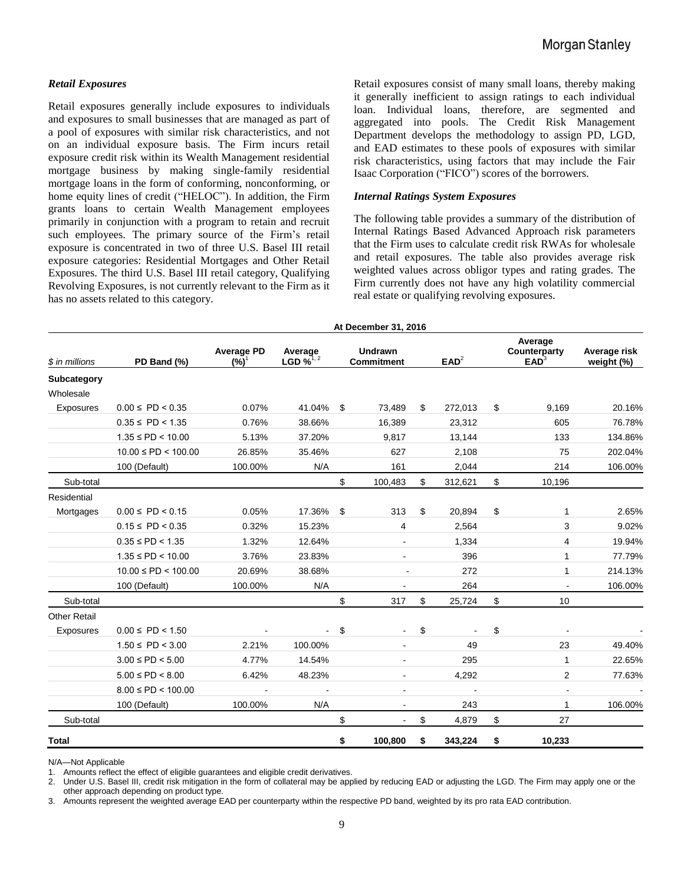### *Retail Exposures*

Retail exposures generally include exposures to individuals and exposures to small businesses that are managed as part of a pool of exposures with similar risk characteristics, and not on an individual exposure basis. The Firm incurs retail exposure credit risk within its Wealth Management residential mortgage business by making single-family residential mortgage loans in the form of conforming, nonconforming, or home equity lines of credit ("HELOC"). In addition, the Firm grants loans to certain Wealth Management employees primarily in conjunction with a program to retain and recruit such employees. The primary source of the Firm's retail exposure is concentrated in two of three U.S. Basel III retail exposure categories: Residential Mortgages and Other Retail Exposures. The third U.S. Basel III retail category, Qualifying Revolving Exposures, is not currently relevant to the Firm as it has no assets related to this category.

Retail exposures consist of many small loans, thereby making it generally inefficient to assign ratings to each individual loan. Individual loans, therefore, are segmented and aggregated into pools. The Credit Risk Management Department develops the methodology to assign PD, LGD, and EAD estimates to these pools of exposures with similar risk characteristics, using factors that may include the Fair Isaac Corporation ("FICO") scores of the borrowers.

### *Internal Ratings System Exposures*

The following table provides a summary of the distribution of Internal Ratings Based Advanced Approach risk parameters that the Firm uses to calculate credit risk RWAs for wholesale and retail exposures. The table also provides average risk weighted values across obligor types and rating grades. The Firm currently does not have any high volatility commercial real estate or qualifying revolving exposures.

| | At December 31, 2016 | | | | | | |
|---|---|---|---|---|---|---|---|
| *$ in millions* | PD Band (%) | Average PD (%)[1] | Average LGD %[1, 2] | Undrawn Commitment | EAD[2] | Average Counterparty EAD[3] | Average risk weight (%) |
| **Subcategory** | | | | | | | |
| Wholesale Exposures | 0.00 ≤ PD < 0.35 | 0.07% | 41.04% | $ 73,489 | $ 272,013 | $ 9,169 | 20.16% |
| | 0.35 ≤ PD < 1.35 | 0.76% | 38.66% | 16,389 | 23,312 | 605 | 76.78% |
| | 1.35 ≤ PD < 10.00 | 5.13% | 37.20% | 9,817 | 13,144 | 133 | 134.86% |
| | 10.00 ≤ PD < 100.00 | 26.85% | 35.46% | 627 | 2,108 | 75 | 202.04% |
| | 100 (Default) | 100.00% | N/A | 161 | 2,044 | 214 | 106.00% |
| Sub-total | | | | $ 100,483 | $ 312,621 | $ 10,196 | |
| Residential Mortgages | 0.00 ≤ PD < 0.15 | 0.05% | 17.36% | $ 313 | $ 20,894 | $ 1 | 2.65% |
| | 0.15 ≤ PD < 0.35 | 0.32% | 15.23% | 4 | 2,564 | 3 | 9.02% |
| | 0.35 ≤ PD < 1.35 | 1.32% | 12.64% | - | 1,334 | 4 | 19.94% |
| | 1.35 ≤ PD < 10.00 | 3.76% | 23.83% | - | 396 | 1 | 77.79% |
| | 10.00 ≤ PD < 100.00 | 20.69% | 38.68% | - | 272 | 1 | 214.13% |
| | 100 (Default) | 100.00% | N/A | - | 264 | - | 106.00% |
| Sub-total | | | | $ 317 | $ 25,724 | $ 10 | |
| Other Retail Exposures | 0.00 ≤ PD < 1.50 | - | - | $ - | $ - | $ - | - |
| | 1.50 ≤ PD < 3.00 | 2.21% | 100.00% | - | 49 | 23 | 49.40% |
| | 3.00 ≤ PD < 5.00 | 4.77% | 14.54% | - | 295 | 1 | 22.65% |
| | 5.00 ≤ PD < 8.00 | 6.42% | 48.23% | - | 4,292 | 2 | 77.63% |
| | 8.00 ≤ PD < 100.00 | - | - | - | - | - | - |
| | 100 (Default) | 100.00% | N/A | - | 243 | 1 | 106.00% |
| Sub-total | | | | $ - | $ 4,879 | $ 27 | |
| **Total** | | | | **$ 100,800** | **$ 343,224** | **$ 10,233** | |

N/A—Not Applicable

1. Amounts reflect the effect of eligible guarantees and eligible credit derivatives.
2. Under U.S. Basel III, credit risk mitigation in the form of collateral may be applied by reducing EAD or adjusting the LGD. The Firm may apply one or the other approach depending on product type.
3. Amounts represent the weighted average EAD per counterparty within the respective PD band, weighted by its pro rata EAD contribution.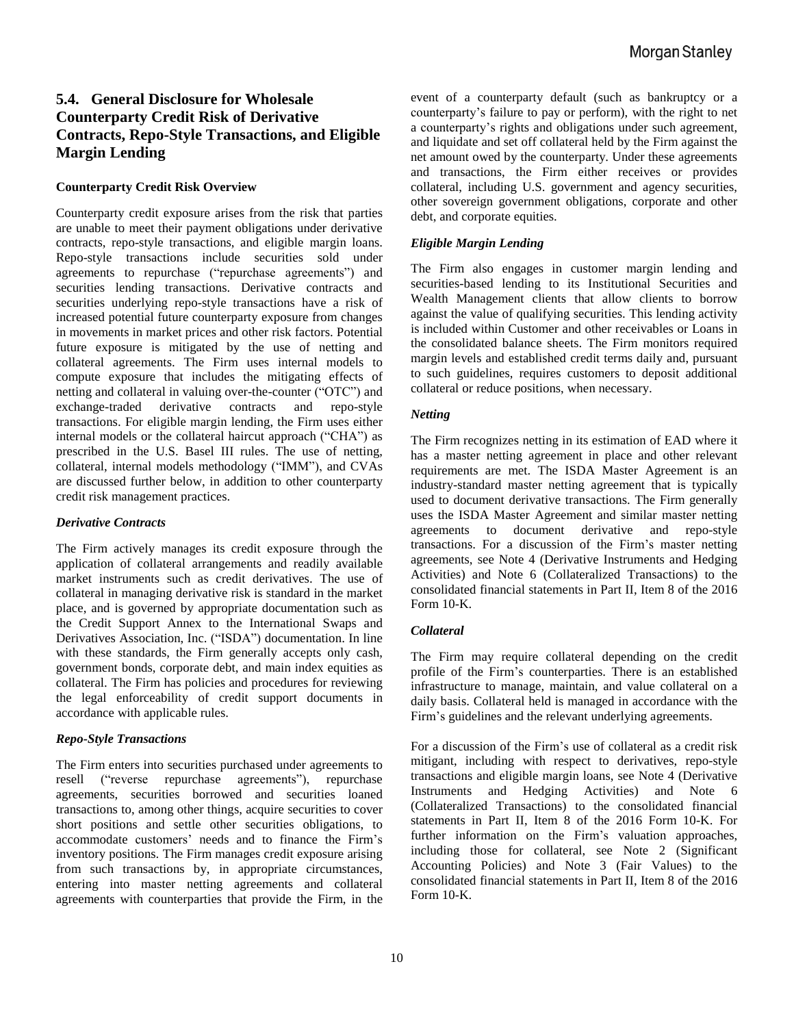## 5.4. General Disclosure for Wholesale Counterparty Credit Risk of Derivative Contracts, Repo-Style Transactions, and Eligible Margin Lending

**Counterparty Credit Risk Overview**

Counterparty credit exposure arises from the risk that parties are unable to meet their payment obligations under derivative contracts, repo-style transactions, and eligible margin loans. Repo-style transactions include securities sold under agreements to repurchase ("repurchase agreements") and securities lending transactions. Derivative contracts and securities underlying repo-style transactions have a risk of increased potential future counterparty exposure from changes in movements in market prices and other risk factors. Potential future exposure is mitigated by the use of netting and collateral agreements. The Firm uses internal models to compute exposure that includes the mitigating effects of netting and collateral in valuing over-the-counter ("OTC") and exchange-traded derivative contracts and repo-style transactions. For eligible margin lending, the Firm uses either internal models or the collateral haircut approach ("CHA") as prescribed in the U.S. Basel III rules. The use of netting, collateral, internal models methodology ("IMM"), and CVAs are discussed further below, in addition to other counterparty credit risk management practices.

***Derivative Contracts***

The Firm actively manages its credit exposure through the application of collateral arrangements and readily available market instruments such as credit derivatives. The use of collateral in managing derivative risk is standard in the market place, and is governed by appropriate documentation such as the Credit Support Annex to the International Swaps and Derivatives Association, Inc. ("ISDA") documentation. In line with these standards, the Firm generally accepts only cash, government bonds, corporate debt, and main index equities as collateral. The Firm has policies and procedures for reviewing the legal enforceability of credit support documents in accordance with applicable rules.

***Repo-Style Transactions***

The Firm enters into securities purchased under agreements to resell ("reverse repurchase agreements"), repurchase agreements, securities borrowed and securities loaned transactions to, among other things, acquire securities to cover short positions and settle other securities obligations, to accommodate customers' needs and to finance the Firm's inventory positions. The Firm manages credit exposure arising from such transactions by, in appropriate circumstances, entering into master netting agreements and collateral agreements with counterparties that provide the Firm, in the event of a counterparty default (such as bankruptcy or a counterparty's failure to pay or perform), with the right to net a counterparty's rights and obligations under such agreement, and liquidate and set off collateral held by the Firm against the net amount owed by the counterparty. Under these agreements and transactions, the Firm either receives or provides collateral, including U.S. government and agency securities, other sovereign government obligations, corporate and other debt, and corporate equities.

***Eligible Margin Lending***

The Firm also engages in customer margin lending and securities-based lending to its Institutional Securities and Wealth Management clients that allow clients to borrow against the value of qualifying securities. This lending activity is included within Customer and other receivables or Loans in the consolidated balance sheets. The Firm monitors required margin levels and established credit terms daily and, pursuant to such guidelines, requires customers to deposit additional collateral or reduce positions, when necessary.

***Netting***

The Firm recognizes netting in its estimation of EAD where it has a master netting agreement in place and other relevant requirements are met. The ISDA Master Agreement is an industry-standard master netting agreement that is typically used to document derivative transactions. The Firm generally uses the ISDA Master Agreement and similar master netting agreements to document derivative and repo-style transactions. For a discussion of the Firm's master netting agreements, see Note 4 (Derivative Instruments and Hedging Activities) and Note 6 (Collateralized Transactions) to the consolidated financial statements in Part II, Item 8 of the 2016 Form 10-K.

***Collateral***

The Firm may require collateral depending on the credit profile of the Firm's counterparties. There is an established infrastructure to manage, maintain, and value collateral on a daily basis. Collateral held is managed in accordance with the Firm's guidelines and the relevant underlying agreements.

For a discussion of the Firm's use of collateral as a credit risk mitigant, including with respect to derivatives, repo-style transactions and eligible margin loans, see Note 4 (Derivative Instruments and Hedging Activities) and Note 6 (Collateralized Transactions) to the consolidated financial statements in Part II, Item 8 of the 2016 Form 10-K. For further information on the Firm's valuation approaches, including those for collateral, see Note 2 (Significant Accounting Policies) and Note 3 (Fair Values) to the consolidated financial statements in Part II, Item 8 of the 2016 Form 10-K.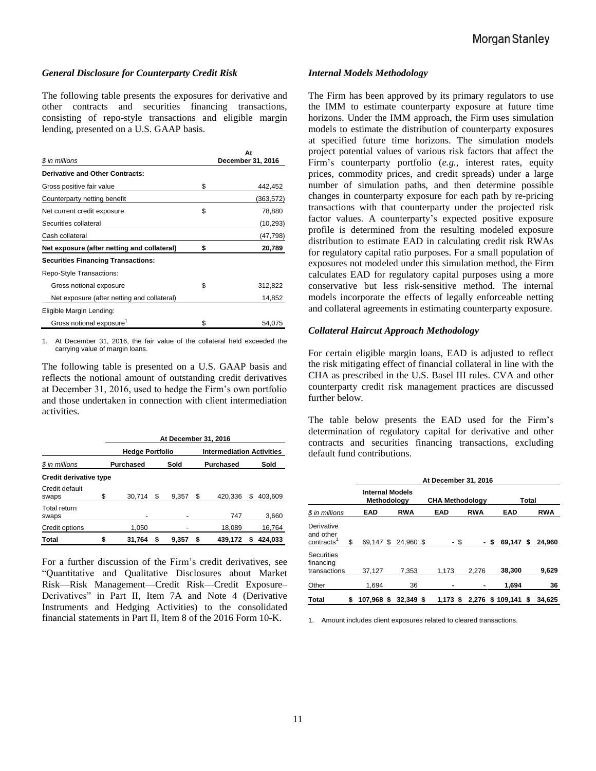### *General Disclosure for Counterparty Credit Risk*

The following table presents the exposures for derivative and other contracts and securities financing transactions, consisting of repo-style transactions and eligible margin lending, presented on a U.S. GAAP basis.

| $ in millions | At December 31, 2016 |
|---|---|
| **Derivative and Other Contracts:** | |
| Gross positive fair value | $ 442,452 |
| Counterparty netting benefit | (363,572) |
| Net current credit exposure | $ 78,880 |
| Securities collateral | (10,293) |
| Cash collateral | (47,798) |
| **Net exposure (after netting and collateral)** | **$ 20,789** |
| **Securities Financing Transactions:** | |
| Repo-Style Transactions: | |
| Gross notional exposure | $ 312,822 |
| Net exposure (after netting and collateral) | 14,852 |
| Eligible Margin Lending: | |
| Gross notional exposure[1] | $ 54,075 |

1. At December 31, 2016, the fair value of the collateral held exceeded the carrying value of margin loans.

The following table is presented on a U.S. GAAP basis and reflects the notional amount of outstanding credit derivatives at December 31, 2016, used to hedge the Firm's own portfolio and those undertaken in connection with client intermediation activities.

| | At December 31, 2016 | | | |
|---|---|---|---|---|
| | Hedge Portfolio | | Intermediation Activities | |
| $ in millions | Purchased | Sold | Purchased | Sold |
| **Credit derivative type** | | | | |
| Credit default swaps | $ 30,714 | $ 9,357 | $ 420,336 | $ 403,609 |
| Total return swaps | - | - | 747 | 3,660 |
| Credit options | 1,050 | - | 18,089 | 16,764 |
| **Total** | **$ 31,764** | **$ 9,357** | **$ 439,172** | **$ 424,033** |

For a further discussion of the Firm's credit derivatives, see "Quantitative and Qualitative Disclosures about Market Risk—Risk Management—Credit Risk—Credit Exposure–Derivatives" in Part II, Item 7A and Note 4 (Derivative Instruments and Hedging Activities) to the consolidated financial statements in Part II, Item 8 of the 2016 Form 10-K.

### *Internal Models Methodology*

The Firm has been approved by its primary regulators to use the IMM to estimate counterparty exposure at future time horizons. Under the IMM approach, the Firm uses simulation models to estimate the distribution of counterparty exposures at specified future time horizons. The simulation models project potential values of various risk factors that affect the Firm's counterparty portfolio (*e.g.*, interest rates, equity prices, commodity prices, and credit spreads) under a large number of simulation paths, and then determine possible changes in counterparty exposure for each path by re-pricing transactions with that counterparty under the projected risk factor values. A counterparty's expected positive exposure profile is determined from the resulting modeled exposure distribution to estimate EAD in calculating credit risk RWAs for regulatory capital ratio purposes. For a small population of exposures not modeled under this simulation method, the Firm calculates EAD for regulatory capital purposes using a more conservative but less risk-sensitive method. The internal models incorporate the effects of legally enforceable netting and collateral agreements in estimating counterparty exposure.

### *Collateral Haircut Approach Methodology*

For certain eligible margin loans, EAD is adjusted to reflect the risk mitigating effect of financial collateral in line with the CHA as prescribed in the U.S. Basel III rules. CVA and other counterparty credit risk management practices are discussed further below.

The table below presents the EAD used for the Firm's determination of regulatory capital for derivative and other contracts and securities financing transactions, excluding default fund contributions.

| | At December 31, 2016 | | | | | |
|---|---|---|---|---|---|---|
| | Internal Models Methodology | | CHA Methodology | | Total | |
| $ in millions | EAD | RWA | EAD | RWA | EAD | RWA |
| Derivative and other contracts[1] | $ 69,147 | $ 24,960 | $ - | $ - | **$ 69,147** | **$ 24,960** |
| Securities financing transactions | 37,127 | 7,353 | 1,173 | 2,276 | **38,300** | **9,629** |
| Other | 1,694 | 36 | - | - | **1,694** | **36** |
| **Total** | **$ 107,968** | **$ 32,349** | **$ 1,173** | **$ 2,276** | **$ 109,141** | **$ 34,625** |

1. Amount includes client exposures related to cleared transactions.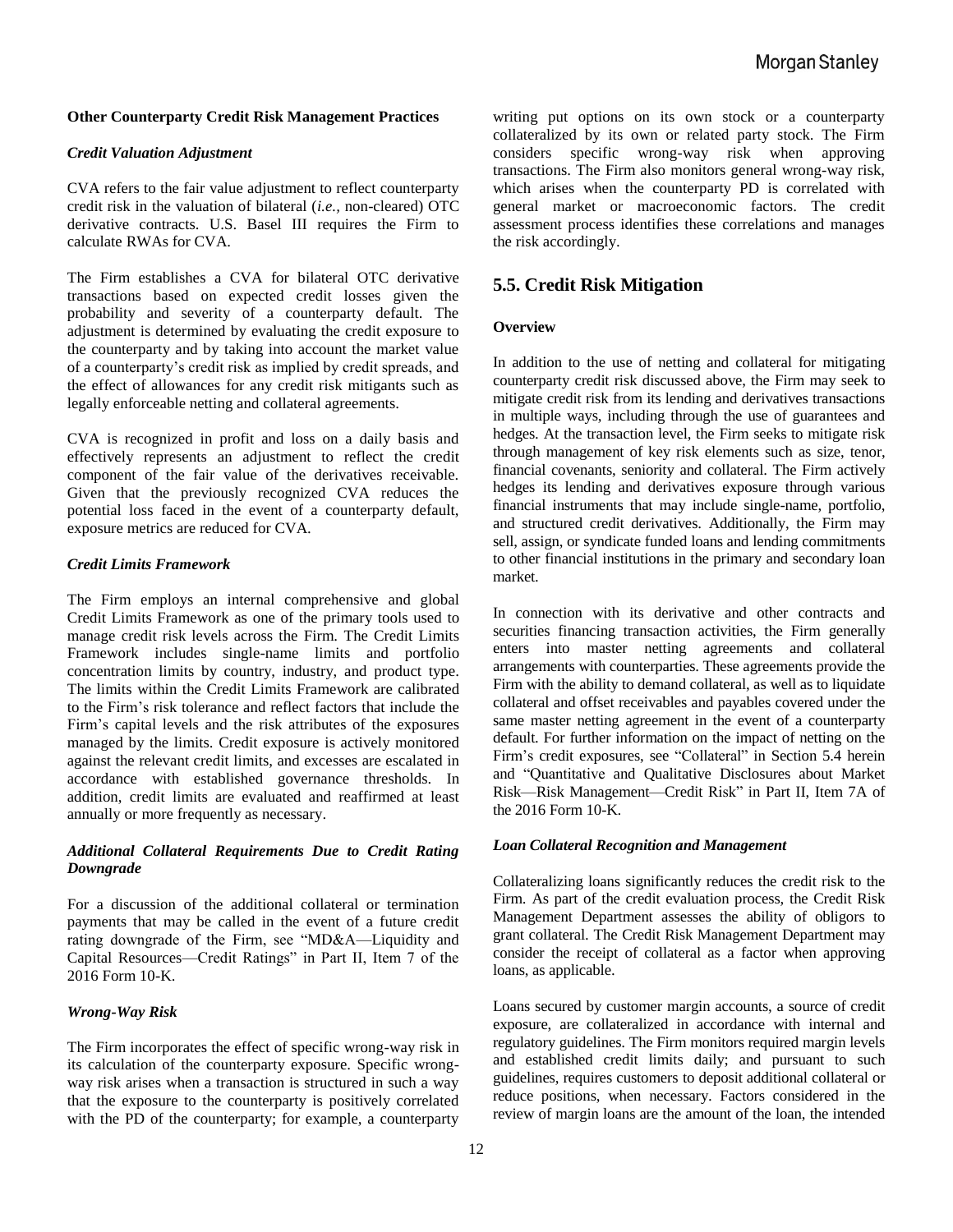### Other Counterparty Credit Risk Management Practices

#### *Credit Valuation Adjustment*

CVA refers to the fair value adjustment to reflect counterparty credit risk in the valuation of bilateral (*i.e.*, non-cleared) OTC derivative contracts. U.S. Basel III requires the Firm to calculate RWAs for CVA.

The Firm establishes a CVA for bilateral OTC derivative transactions based on expected credit losses given the probability and severity of a counterparty default. The adjustment is determined by evaluating the credit exposure to the counterparty and by taking into account the market value of a counterparty's credit risk as implied by credit spreads, and the effect of allowances for any credit risk mitigants such as legally enforceable netting and collateral agreements.

CVA is recognized in profit and loss on a daily basis and effectively represents an adjustment to reflect the credit component of the fair value of the derivatives receivable. Given that the previously recognized CVA reduces the potential loss faced in the event of a counterparty default, exposure metrics are reduced for CVA.

#### *Credit Limits Framework*

The Firm employs an internal comprehensive and global Credit Limits Framework as one of the primary tools used to manage credit risk levels across the Firm. The Credit Limits Framework includes single-name limits and portfolio concentration limits by country, industry, and product type. The limits within the Credit Limits Framework are calibrated to the Firm's risk tolerance and reflect factors that include the Firm's capital levels and the risk attributes of the exposures managed by the limits. Credit exposure is actively monitored against the relevant credit limits, and excesses are escalated in accordance with established governance thresholds. In addition, credit limits are evaluated and reaffirmed at least annually or more frequently as necessary.

#### *Additional Collateral Requirements Due to Credit Rating Downgrade*

For a discussion of the additional collateral or termination payments that may be called in the event of a future credit rating downgrade of the Firm, see "MD&A—Liquidity and Capital Resources—Credit Ratings" in Part II, Item 7 of the 2016 Form 10-K.

#### *Wrong-Way Risk*

The Firm incorporates the effect of specific wrong-way risk in its calculation of the counterparty exposure. Specific wrong-way risk arises when a transaction is structured in such a way that the exposure to the counterparty is positively correlated with the PD of the counterparty; for example, a counterparty writing put options on its own stock or a counterparty collateralized by its own or related party stock. The Firm considers specific wrong-way risk when approving transactions. The Firm also monitors general wrong-way risk, which arises when the counterparty PD is correlated with general market or macroeconomic factors. The credit assessment process identifies these correlations and manages the risk accordingly.

## 5.5. Credit Risk Mitigation

### Overview

In addition to the use of netting and collateral for mitigating counterparty credit risk discussed above, the Firm may seek to mitigate credit risk from its lending and derivatives transactions in multiple ways, including through the use of guarantees and hedges. At the transaction level, the Firm seeks to mitigate risk through management of key risk elements such as size, tenor, financial covenants, seniority and collateral. The Firm actively hedges its lending and derivatives exposure through various financial instruments that may include single-name, portfolio, and structured credit derivatives. Additionally, the Firm may sell, assign, or syndicate funded loans and lending commitments to other financial institutions in the primary and secondary loan market.

In connection with its derivative and other contracts and securities financing transaction activities, the Firm generally enters into master netting agreements and collateral arrangements with counterparties. These agreements provide the Firm with the ability to demand collateral, as well as to liquidate collateral and offset receivables and payables covered under the same master netting agreement in the event of a counterparty default. For further information on the impact of netting on the Firm's credit exposures, see "Collateral" in Section 5.4 herein and "Quantitative and Qualitative Disclosures about Market Risk—Risk Management—Credit Risk" in Part II, Item 7A of the 2016 Form 10-K.

#### *Loan Collateral Recognition and Management*

Collateralizing loans significantly reduces the credit risk to the Firm. As part of the credit evaluation process, the Credit Risk Management Department assesses the ability of obligors to grant collateral. The Credit Risk Management Department may consider the receipt of collateral as a factor when approving loans, as applicable.

Loans secured by customer margin accounts, a source of credit exposure, are collateralized in accordance with internal and regulatory guidelines. The Firm monitors required margin levels and established credit limits daily; and pursuant to such guidelines, requires customers to deposit additional collateral or reduce positions, when necessary. Factors considered in the review of margin loans are the amount of the loan, the intended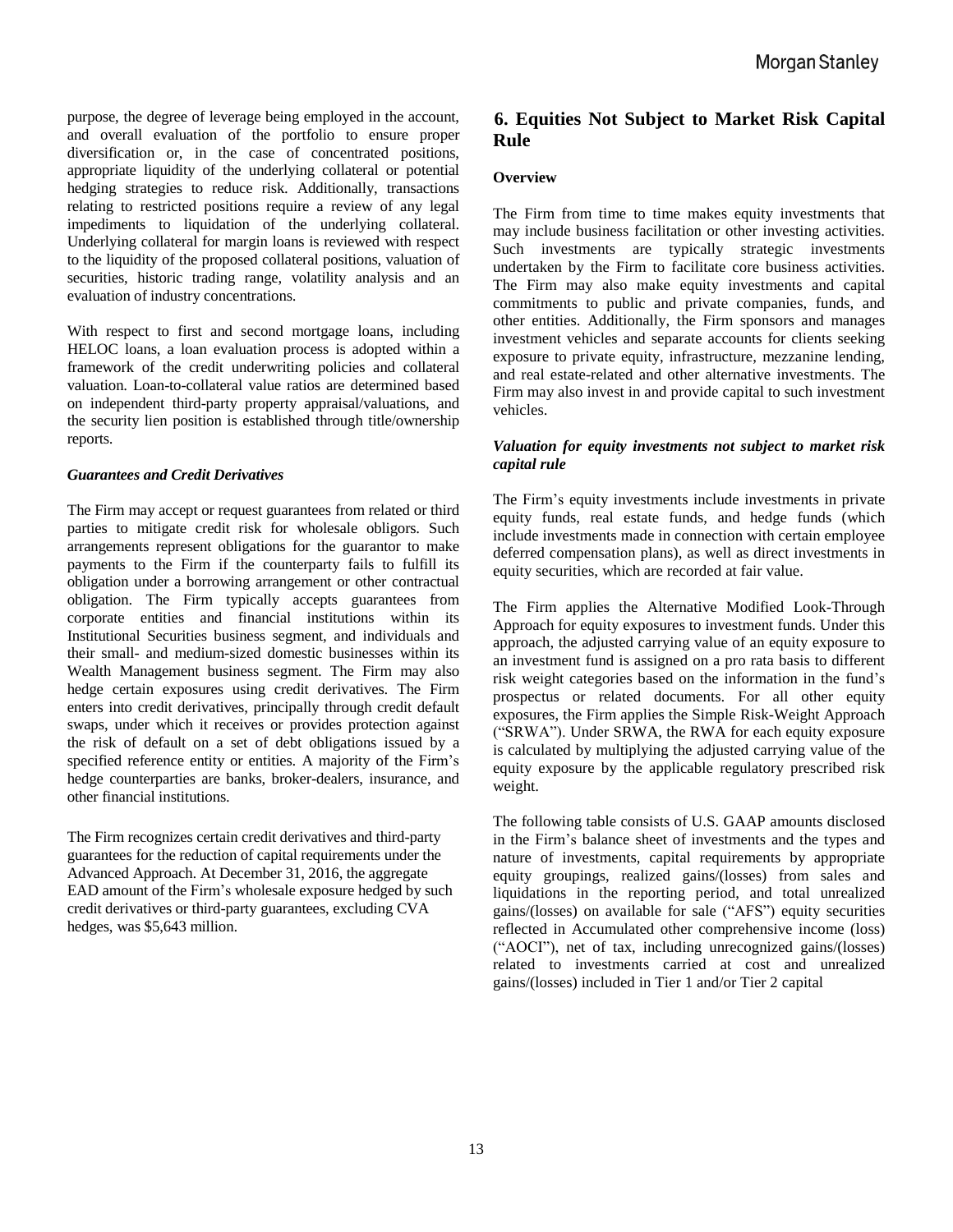purpose, the degree of leverage being employed in the account, and overall evaluation of the portfolio to ensure proper diversification or, in the case of concentrated positions, appropriate liquidity of the underlying collateral or potential hedging strategies to reduce risk. Additionally, transactions relating to restricted positions require a review of any legal impediments to liquidation of the underlying collateral. Underlying collateral for margin loans is reviewed with respect to the liquidity of the proposed collateral positions, valuation of securities, historic trading range, volatility analysis and an evaluation of industry concentrations.

With respect to first and second mortgage loans, including HELOC loans, a loan evaluation process is adopted within a framework of the credit underwriting policies and collateral valuation. Loan-to-collateral value ratios are determined based on independent third-party property appraisal/valuations, and the security lien position is established through title/ownership reports.

### *Guarantees and Credit Derivatives*

The Firm may accept or request guarantees from related or third parties to mitigate credit risk for wholesale obligors. Such arrangements represent obligations for the guarantor to make payments to the Firm if the counterparty fails to fulfill its obligation under a borrowing arrangement or other contractual obligation. The Firm typically accepts guarantees from corporate entities and financial institutions within its Institutional Securities business segment, and individuals and their small- and medium-sized domestic businesses within its Wealth Management business segment. The Firm may also hedge certain exposures using credit derivatives. The Firm enters into credit derivatives, principally through credit default swaps, under which it receives or provides protection against the risk of default on a set of debt obligations issued by a specified reference entity or entities. A majority of the Firm's hedge counterparties are banks, broker-dealers, insurance, and other financial institutions.

The Firm recognizes certain credit derivatives and third-party guarantees for the reduction of capital requirements under the Advanced Approach. At December 31, 2016, the aggregate EAD amount of the Firm's wholesale exposure hedged by such credit derivatives or third-party guarantees, excluding CVA hedges, was $5,643 million.

## 6. Equities Not Subject to Market Risk Capital Rule

### Overview

The Firm from time to time makes equity investments that may include business facilitation or other investing activities. Such investments are typically strategic investments undertaken by the Firm to facilitate core business activities. The Firm may also make equity investments and capital commitments to public and private companies, funds, and other entities. Additionally, the Firm sponsors and manages investment vehicles and separate accounts for clients seeking exposure to private equity, infrastructure, mezzanine lending, and real estate-related and other alternative investments. The Firm may also invest in and provide capital to such investment vehicles.

### *Valuation for equity investments not subject to market risk capital rule*

The Firm's equity investments include investments in private equity funds, real estate funds, and hedge funds (which include investments made in connection with certain employee deferred compensation plans), as well as direct investments in equity securities, which are recorded at fair value.

The Firm applies the Alternative Modified Look-Through Approach for equity exposures to investment funds. Under this approach, the adjusted carrying value of an equity exposure to an investment fund is assigned on a pro rata basis to different risk weight categories based on the information in the fund's prospectus or related documents. For all other equity exposures, the Firm applies the Simple Risk-Weight Approach ("SRWA"). Under SRWA, the RWA for each equity exposure is calculated by multiplying the adjusted carrying value of the equity exposure by the applicable regulatory prescribed risk weight.

The following table consists of U.S. GAAP amounts disclosed in the Firm's balance sheet of investments and the types and nature of investments, capital requirements by appropriate equity groupings, realized gains/(losses) from sales and liquidations in the reporting period, and total unrealized gains/(losses) on available for sale ("AFS") equity securities reflected in Accumulated other comprehensive income (loss) ("AOCI"), net of tax, including unrecognized gains/(losses) related to investments carried at cost and unrealized gains/(losses) included in Tier 1 and/or Tier 2 capital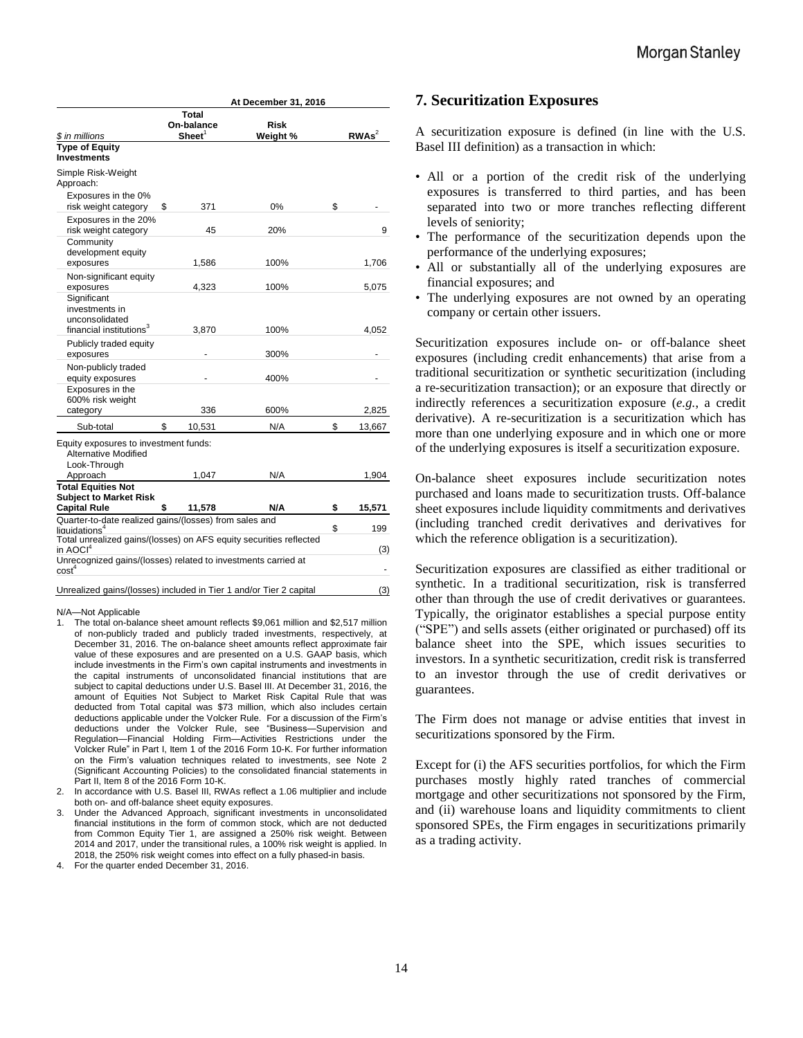| $ in millions | At December 31, 2016 | | |
|---|---|---|---|
| | Total On-balance Sheet[1] | Risk Weight % | RWAs[2] |
| **Type of Equity Investments** | | | |
| Simple Risk-Weight Approach: | | | |
| Exposures in the 0% risk weight category | $ 371 | 0% | $ - |
| Exposures in the 20% risk weight category | 45 | 20% | 9 |
| Community development equity exposures | 1,586 | 100% | 1,706 |
| Non-significant equity exposures | 4,323 | 100% | 5,075 |
| Significant investments in unconsolidated financial institutions[3] | 3,870 | 100% | 4,052 |
| Publicly traded equity exposures | - | 300% | - |
| Non-publicly traded equity exposures | - | 400% | - |
| Exposures in the 600% risk weight category | 336 | 600% | 2,825 |
| Sub-total | $ 10,531 | N/A | $ 13,667 |
| Equity exposures to investment funds: Alternative Modified Look-Through Approach | 1,047 | N/A | 1,904 |
| **Total Equities Not Subject to Market Risk Capital Rule** | **$ 11,578** | **N/A** | **$ 15,571** |
| Quarter-to-date realized gains/(losses) from sales and liquidations[4] | | | $ 199 |
| Total unrealized gains/(losses) on AFS equity securities reflected in AOCI[4] | | | (3) |
| Unrecognized gains/(losses) related to investments carried at cost[4] | | | - |
| Unrealized gains/(losses) included in Tier 1 and/or Tier 2 capital | | | (3) |

N/A—Not Applicable

1. The total on-balance sheet amount reflects $9,061 million and $2,517 million of non-publicly traded and publicly traded investments, respectively, at December 31, 2016. The on-balance sheet amounts reflect approximate fair value of these exposures and are presented on a U.S. GAAP basis, which include investments in the Firm's own capital instruments and investments in the capital instruments of unconsolidated financial institutions that are subject to capital deductions under U.S. Basel III. At December 31, 2016, the amount of Equities Not Subject to Market Risk Capital Rule that was deducted from Total capital was $73 million, which also includes certain deductions applicable under the Volcker Rule. For a discussion of the Firm's deductions under the Volcker Rule, see "Business—Supervision and Regulation—Financial Holding Firm—Activities Restrictions under the Volcker Rule" in Part I, Item 1 of the 2016 Form 10-K. For further information on the Firm's valuation techniques related to investments, see Note 2 (Significant Accounting Policies) to the consolidated financial statements in Part II, Item 8 of the 2016 Form 10-K.
2. In accordance with U.S. Basel III, RWAs reflect a 1.06 multiplier and include both on- and off-balance sheet equity exposures.
3. Under the Advanced Approach, significant investments in unconsolidated financial institutions in the form of common stock, which are not deducted from Common Equity Tier 1, are assigned a 250% risk weight. Between 2014 and 2017, under the transitional rules, a 100% risk weight is applied. In 2018, the 250% risk weight comes into effect on a fully phased-in basis.
4. For the quarter ended December 31, 2016.

## 7. Securitization Exposures

A securitization exposure is defined (in line with the U.S. Basel III definition) as a transaction in which:

- All or a portion of the credit risk of the underlying exposures is transferred to third parties, and has been separated into two or more tranches reflecting different levels of seniority;
- The performance of the securitization depends upon the performance of the underlying exposures;
- All or substantially all of the underlying exposures are financial exposures; and
- The underlying exposures are not owned by an operating company or certain other issuers.

Securitization exposures include on- or off-balance sheet exposures (including credit enhancements) that arise from a traditional securitization or synthetic securitization (including a re-securitization transaction); or an exposure that directly or indirectly references a securitization exposure (*e.g.,* a credit derivative). A re-securitization is a securitization which has more than one underlying exposure and in which one or more of the underlying exposures is itself a securitization exposure.

On-balance sheet exposures include securitization notes purchased and loans made to securitization trusts. Off-balance sheet exposures include liquidity commitments and derivatives (including tranched credit derivatives and derivatives for which the reference obligation is a securitization).

Securitization exposures are classified as either traditional or synthetic. In a traditional securitization, risk is transferred other than through the use of credit derivatives or guarantees. Typically, the originator establishes a special purpose entity ("SPE") and sells assets (either originated or purchased) off its balance sheet into the SPE, which issues securities to investors. In a synthetic securitization, credit risk is transferred to an investor through the use of credit derivatives or guarantees.

The Firm does not manage or advise entities that invest in securitizations sponsored by the Firm.

Except for (i) the AFS securities portfolios, for which the Firm purchases mostly highly rated tranches of commercial mortgage and other securitizations not sponsored by the Firm, and (ii) warehouse loans and liquidity commitments to client sponsored SPEs, the Firm engages in securitizations primarily as a trading activity.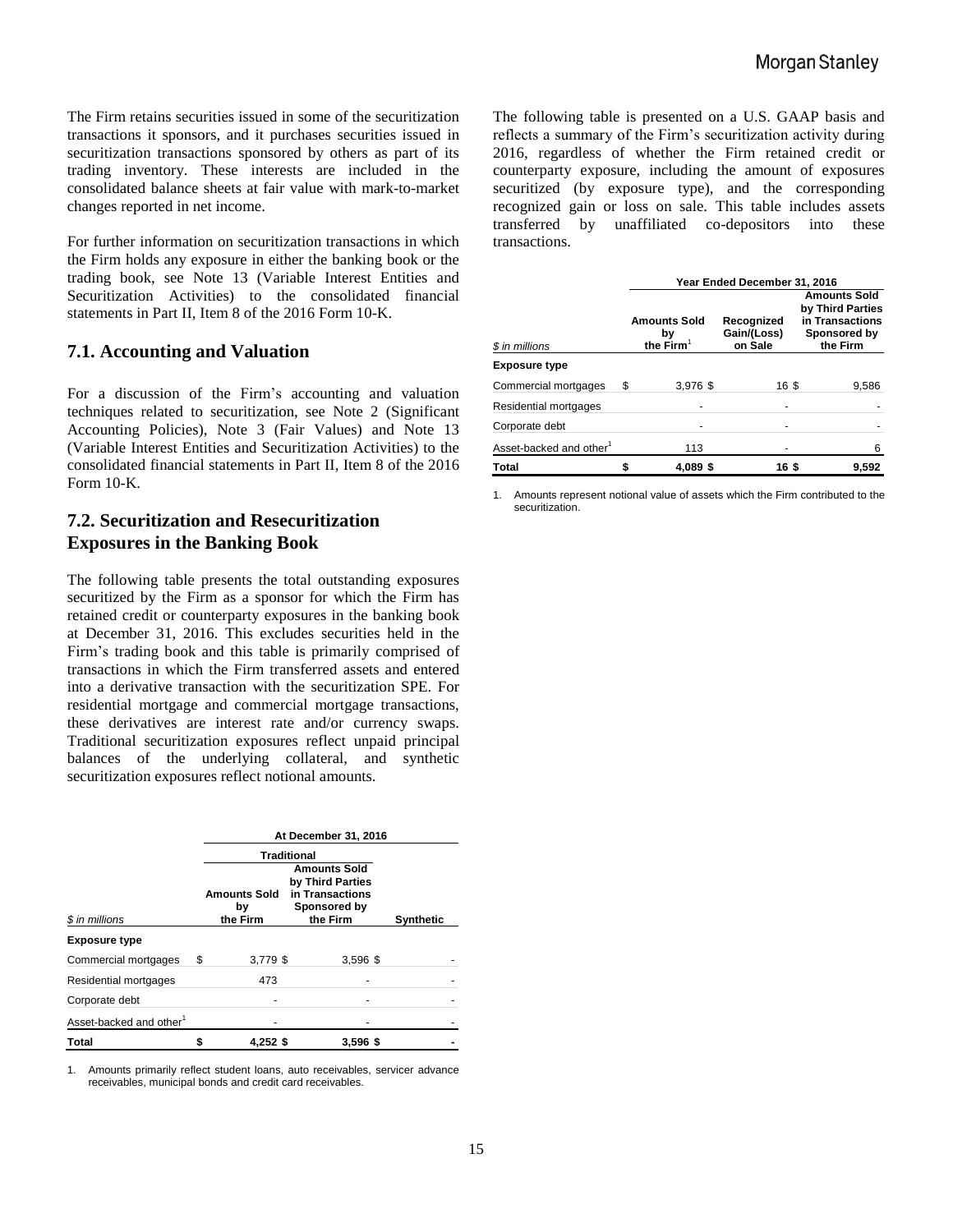The Firm retains securities issued in some of the securitization transactions it sponsors, and it purchases securities issued in securitization transactions sponsored by others as part of its trading inventory. These interests are included in the consolidated balance sheets at fair value with mark-to-market changes reported in net income.

For further information on securitization transactions in which the Firm holds any exposure in either the banking book or the trading book, see Note 13 (Variable Interest Entities and Securitization Activities) to the consolidated financial statements in Part II, Item 8 of the 2016 Form 10-K.

## 7.1. Accounting and Valuation

For a discussion of the Firm's accounting and valuation techniques related to securitization, see Note 2 (Significant Accounting Policies), Note 3 (Fair Values) and Note 13 (Variable Interest Entities and Securitization Activities) to the consolidated financial statements in Part II, Item 8 of the 2016 Form 10-K.

## 7.2. Securitization and Resecuritization Exposures in the Banking Book

The following table presents the total outstanding exposures securitized by the Firm as a sponsor for which the Firm has retained credit or counterparty exposures in the banking book at December 31, 2016. This excludes securities held in the Firm's trading book and this table is primarily comprised of transactions in which the Firm transferred assets and entered into a derivative transaction with the securitization SPE. For residential mortgage and commercial mortgage transactions, these derivatives are interest rate and/or currency swaps. Traditional securitization exposures reflect unpaid principal balances of the underlying collateral, and synthetic securitization exposures reflect notional amounts.

| | At December 31, 2016 | | |
|---|---|---|---|
| | Traditional | | |
| *$ in millions* | Amounts Sold by the Firm | Amounts Sold by Third Parties in Transactions Sponsored by the Firm | Synthetic |
| **Exposure type** | | | |
| Commercial mortgages | $ 3,779 | $ 3,596 | $ - |
| Residential mortgages | 473 | - | - |
| Corporate debt | - | - | - |
| Asset-backed and other[1] | - | - | - |
| **Total** | **$ 4,252** | **$ 3,596** | **$ -** |

1. Amounts primarily reflect student loans, auto receivables, servicer advance receivables, municipal bonds and credit card receivables.

The following table is presented on a U.S. GAAP basis and reflects a summary of the Firm's securitization activity during 2016, regardless of whether the Firm retained credit or counterparty exposure, including the amount of exposures securitized (by exposure type), and the corresponding recognized gain or loss on sale. This table includes assets transferred by unaffiliated co-depositors into these transactions.

| | Year Ended December 31, 2016 | | |
|---|---|---|---|
| *$ in millions* | Amounts Sold by the Firm[1] | Recognized Gain/(Loss) on Sale | Amounts Sold by Third Parties in Transactions Sponsored by the Firm |
| **Exposure type** | | | |
| Commercial mortgages | $ 3,976 | $ 16 | $ 9,586 |
| Residential mortgages | - | - | - |
| Corporate debt | - | - | - |
| Asset-backed and other[1] | 113 | - | 6 |
| **Total** | **$ 4,089** | **$ 16** | **$ 9,592** |

1. Amounts represent notional value of assets which the Firm contributed to the securitization.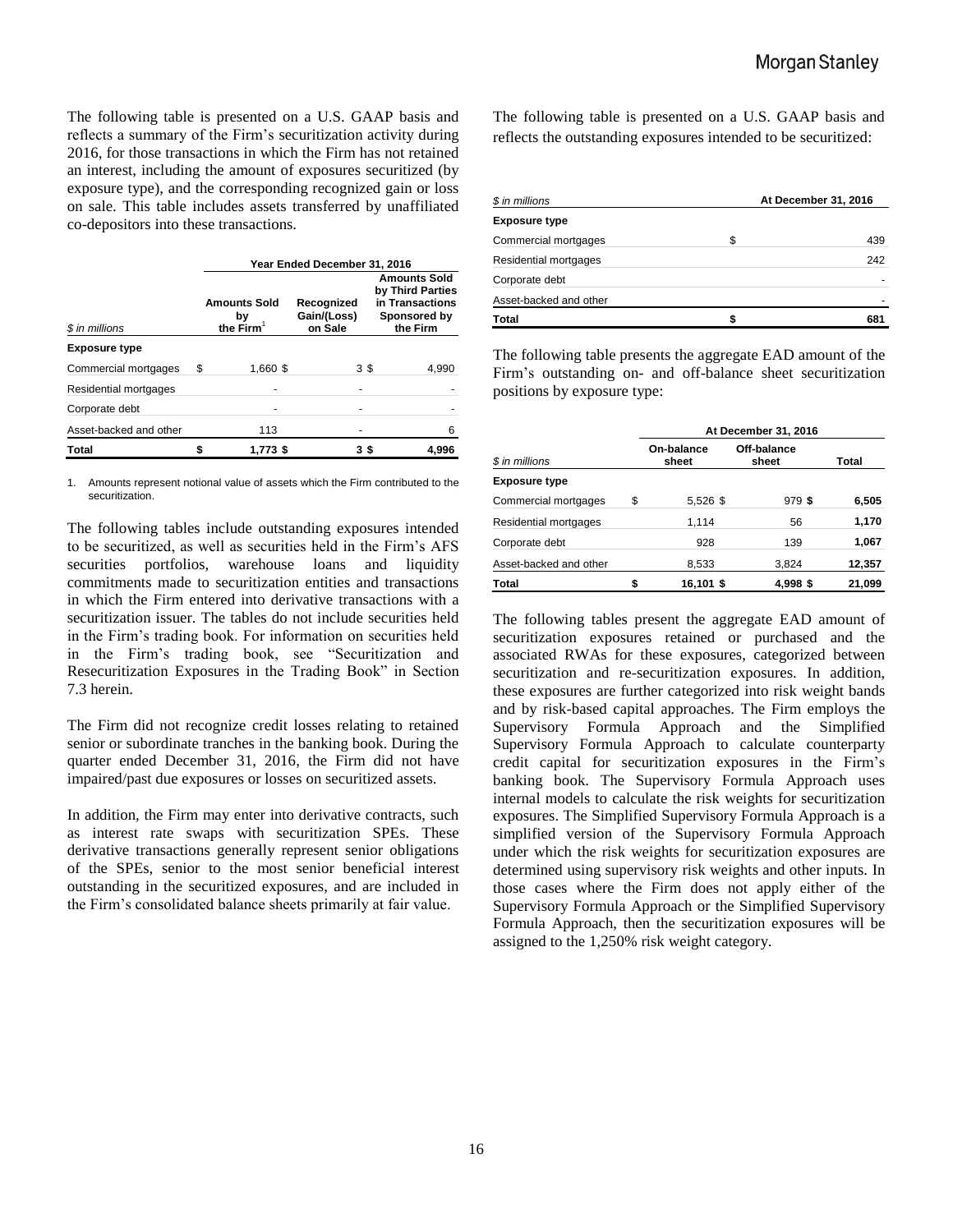The following table is presented on a U.S. GAAP basis and reflects a summary of the Firm's securitization activity during 2016, for those transactions in which the Firm has not retained an interest, including the amount of exposures securitized (by exposure type), and the corresponding recognized gain or loss on sale. This table includes assets transferred by unaffiliated co-depositors into these transactions.

| | Year Ended December 31, 2016 | | |
|---|---|---|---|
| *$ in millions* | Amounts Sold by the Firm[1] | Recognized Gain/(Loss) on Sale | Amounts Sold by Third Parties in Transactions Sponsored by the Firm |
| **Exposure type** | | | |
| Commercial mortgages | $ 1,660 | $ 3 | $ 4,990 |
| Residential mortgages | - | - | - |
| Corporate debt | - | - | - |
| Asset-backed and other | 113 | - | 6 |
| **Total** | **$ 1,773** | **$ 3** | **$ 4,996** |

1. Amounts represent notional value of assets which the Firm contributed to the securitization.

The following tables include outstanding exposures intended to be securitized, as well as securities held in the Firm's AFS securities portfolios, warehouse loans and liquidity commitments made to securitization entities and transactions in which the Firm entered into derivative transactions with a securitization issuer. The tables do not include securities held in the Firm's trading book. For information on securities held in the Firm's trading book, see "Securitization and Resecuritization Exposures in the Trading Book" in Section 7.3 herein.

The Firm did not recognize credit losses relating to retained senior or subordinate tranches in the banking book. During the quarter ended December 31, 2016, the Firm did not have impaired/past due exposures or losses on securitized assets.

In addition, the Firm may enter into derivative contracts, such as interest rate swaps with securitization SPEs. These derivative transactions generally represent senior obligations of the SPEs, senior to the most senior beneficial interest outstanding in the securitized exposures, and are included in the Firm's consolidated balance sheets primarily at fair value.

The following table is presented on a U.S. GAAP basis and reflects the outstanding exposures intended to be securitized:

| *$ in millions* | At December 31, 2016 |
|---|---|
| **Exposure type** | |
| Commercial mortgages | $ 439 |
| Residential mortgages | 242 |
| Corporate debt | - |
| Asset-backed and other | - |
| **Total** | **$ 681** |

The following table presents the aggregate EAD amount of the Firm's outstanding on- and off-balance sheet securitization positions by exposure type:

| | At December 31, 2016 | | |
|---|---|---|---|
| *$ in millions* | On-balance sheet | Off-balance sheet | Total |
| **Exposure type** | | | |
| Commercial mortgages | $ 5,526 | $ 979 | **$ 6,505** |
| Residential mortgages | 1,114 | 56 | **1,170** |
| Corporate debt | 928 | 139 | **1,067** |
| Asset-backed and other | 8,533 | 3,824 | **12,357** |
| **Total** | **$ 16,101** | **$ 4,998** | **$ 21,099** |

The following tables present the aggregate EAD amount of securitization exposures retained or purchased and the associated RWAs for these exposures, categorized between securitization and re-securitization exposures. In addition, these exposures are further categorized into risk weight bands and by risk-based capital approaches. The Firm employs the Supervisory Formula Approach and the Simplified Supervisory Formula Approach to calculate counterparty credit capital for securitization exposures in the Firm's banking book. The Supervisory Formula Approach uses internal models to calculate the risk weights for securitization exposures. The Simplified Supervisory Formula Approach is a simplified version of the Supervisory Formula Approach under which the risk weights for securitization exposures are determined using supervisory risk weights and other inputs. In those cases where the Firm does not apply either of the Supervisory Formula Approach or the Simplified Supervisory Formula Approach, then the securitization exposures will be assigned to the 1,250% risk weight category.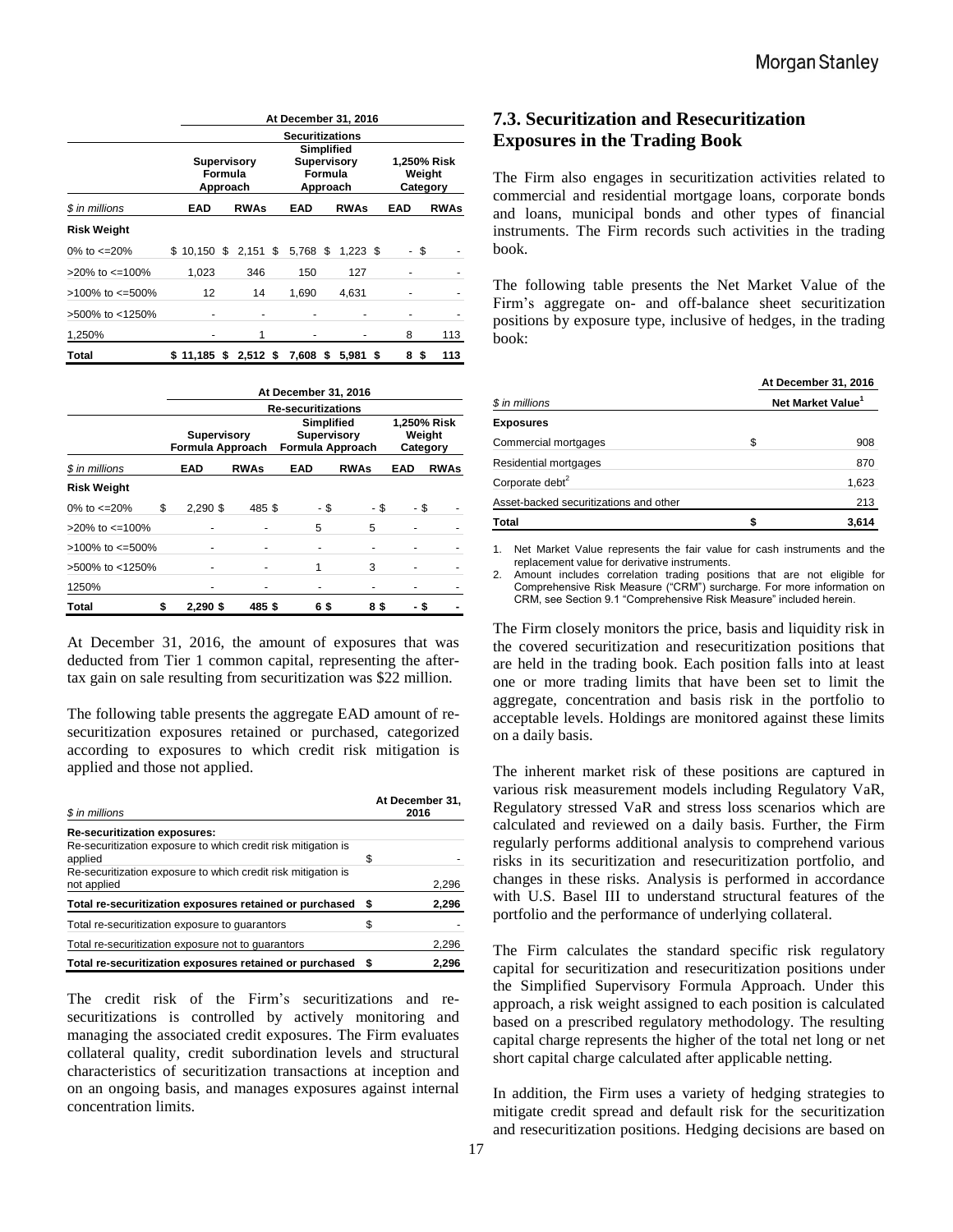| | At December 31, 2016 | | | | | |
|---|---|---|---|---|---|---|
| | Securitizations | | | | | |
| | Supervisory Formula Approach | | Simplified Supervisory Formula Approach | | 1,250% Risk Weight Category | |
| $ in millions | EAD | RWAs | EAD | RWAs | EAD | RWAs |
| **Risk Weight** | | | | | | |
| 0% to <=20% | $ 10,150 | $ 2,151 | $ 5,768 | $ 1,223 | $ - | $ - |
| >20% to <=100% | 1,023 | 346 | 150 | 127 | - | - |
| >100% to <=500% | 12 | 14 | 1,690 | 4,631 | - | - |
| >500% to <1250% | - | - | - | - | - | - |
| 1,250% | - | 1 | - | - | 8 | 113 |
| **Total** | **$ 11,185** | **$ 2,512** | **$ 7,608** | **$ 5,981** | **$ 8** | **$ 113** |

| | At December 31, 2016 | | | | | |
|---|---|---|---|---|---|---|
| | Re-securitizations | | | | | |
| | Supervisory Formula Approach | | Simplified Supervisory Formula Approach | | 1,250% Risk Weight Category | |
| $ in millions | EAD | RWAs | EAD | RWAs | EAD | RWAs |
| **Risk Weight** | | | | | | |
| 0% to <=20% | $ 2,290 | $ 485 | $ - | $ - | $ - | $ - |
| >20% to <=100% | - | - | 5 | 5 | - | - |
| >100% to <=500% | - | - | - | - | - | - |
| >500% to <1250% | - | - | 1 | 3 | - | - |
| 1250% | - | - | - | - | - | - |
| **Total** | **$ 2,290** | **$ 485** | **$ 6** | **$ 8** | **$ -** | **$ -** |

At December 31, 2016, the amount of exposures that was deducted from Tier 1 common capital, representing the after-tax gain on sale resulting from securitization was $22 million.

The following table presents the aggregate EAD amount of re-securitization exposures retained or purchased, categorized according to exposures to which credit risk mitigation is applied and those not applied.

| $ in millions | At December 31, 2016 |
|---|---|
| **Re-securitization exposures:** | |
| Re-securitization exposure to which credit risk mitigation is applied | $ - |
| Re-securitization exposure to which credit risk mitigation is not applied | 2,296 |
| **Total re-securitization exposures retained or purchased** | **$ 2,296** |
| Total re-securitization exposure to guarantors | $ - |
| Total re-securitization exposure not to guarantors | 2,296 |
| **Total re-securitization exposures retained or purchased** | **$ 2,296** |

The credit risk of the Firm's securitizations and re-securitizations is controlled by actively monitoring and managing the associated credit exposures. The Firm evaluates collateral quality, credit subordination levels and structural characteristics of securitization transactions at inception and on an ongoing basis, and manages exposures against internal concentration limits.

## 7.3. Securitization and Resecuritization Exposures in the Trading Book

The Firm also engages in securitization activities related to commercial and residential mortgage loans, corporate bonds and loans, municipal bonds and other types of financial instruments. The Firm records such activities in the trading book.

The following table presents the Net Market Value of the Firm's aggregate on- and off-balance sheet securitization positions by exposure type, inclusive of hedges, in the trading book:

| $ in millions | At December 31, 2016 Net Market Value[1] |
|---|---|
| **Exposures** | |
| Commercial mortgages | $ 908 |
| Residential mortgages | 870 |
| Corporate debt[2] | 1,623 |
| Asset-backed securitizations and other | 213 |
| **Total** | **$ 3,614** |

1. Net Market Value represents the fair value for cash instruments and the replacement value for derivative instruments.
2. Amount includes correlation trading positions that are not eligible for Comprehensive Risk Measure ("CRM") surcharge. For more information on CRM, see Section 9.1 "Comprehensive Risk Measure" included herein.

The Firm closely monitors the price, basis and liquidity risk in the covered securitization and resecuritization positions that are held in the trading book. Each position falls into at least one or more trading limits that have been set to limit the aggregate, concentration and basis risk in the portfolio to acceptable levels. Holdings are monitored against these limits on a daily basis.

The inherent market risk of these positions are captured in various risk measurement models including Regulatory VaR, Regulatory stressed VaR and stress loss scenarios which are calculated and reviewed on a daily basis. Further, the Firm regularly performs additional analysis to comprehend various risks in its securitization and resecuritization portfolio, and changes in these risks. Analysis is performed in accordance with U.S. Basel III to understand structural features of the portfolio and the performance of underlying collateral.

The Firm calculates the standard specific risk regulatory capital for securitization and resecuritization positions under the Simplified Supervisory Formula Approach. Under this approach, a risk weight assigned to each position is calculated based on a prescribed regulatory methodology. The resulting capital charge represents the higher of the total net long or net short capital charge calculated after applicable netting.

In addition, the Firm uses a variety of hedging strategies to mitigate credit spread and default risk for the securitization and resecuritization positions. Hedging decisions are based on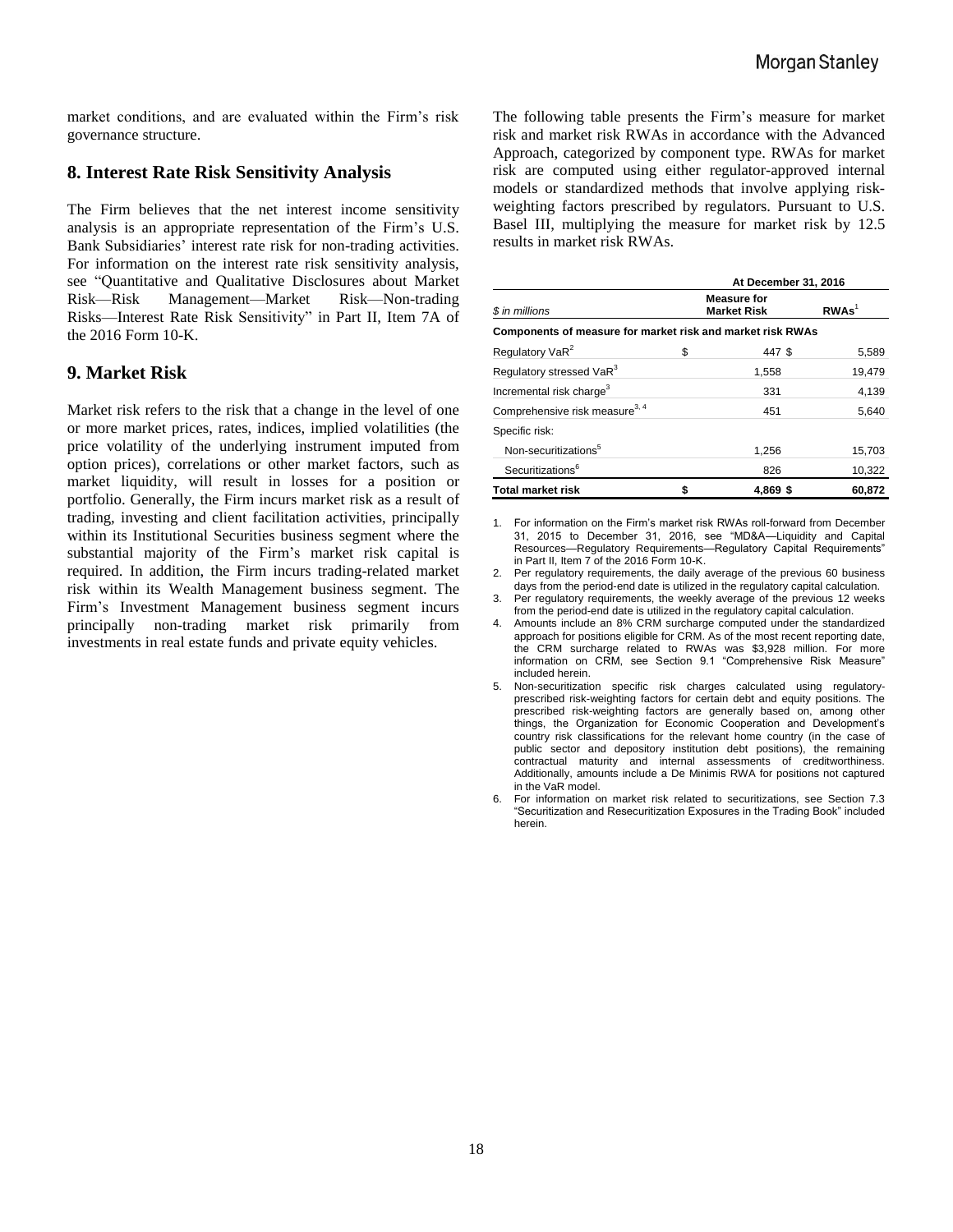market conditions, and are evaluated within the Firm's risk governance structure.

## 8. Interest Rate Risk Sensitivity Analysis

The Firm believes that the net interest income sensitivity analysis is an appropriate representation of the Firm's U.S. Bank Subsidiaries' interest rate risk for non-trading activities. For information on the interest rate risk sensitivity analysis, see "Quantitative and Qualitative Disclosures about Market Risk—Risk Management—Market Risk—Non-trading Risks—Interest Rate Risk Sensitivity" in Part II, Item 7A of the 2016 Form 10-K.

## 9. Market Risk

Market risk refers to the risk that a change in the level of one or more market prices, rates, indices, implied volatilities (the price volatility of the underlying instrument imputed from option prices), correlations or other market factors, such as market liquidity, will result in losses for a position or portfolio. Generally, the Firm incurs market risk as a result of trading, investing and client facilitation activities, principally within its Institutional Securities business segment where the substantial majority of the Firm's market risk capital is required. In addition, the Firm incurs trading-related market risk within its Wealth Management business segment. The Firm's Investment Management business segment incurs principally non-trading market risk primarily from investments in real estate funds and private equity vehicles.

The following table presents the Firm's measure for market risk and market risk RWAs in accordance with the Advanced Approach, categorized by component type. RWAs for market risk are computed using either regulator-approved internal models or standardized methods that involve applying risk-weighting factors prescribed by regulators. Pursuant to U.S. Basel III, multiplying the measure for market risk by 12.5 results in market risk RWAs.

| | At December 31, 2016 | |
|---|---|---|
| *$ in millions* | Measure for Market Risk | RWAs[1] |
| **Components of measure for market risk and market risk RWAs** | | |
| Regulatory VaR[2] | $ 447 | $ 5,589 |
| Regulatory stressed VaR[3] | 1,558 | 19,479 |
| Incremental risk charge[3] | 331 | 4,139 |
| Comprehensive risk measure[3, 4] | 451 | 5,640 |
| Specific risk: | | |
| Non-securitizations[5] | 1,256 | 15,703 |
| Securitizations[6] | 826 | 10,322 |
| **Total market risk** | **$ 4,869** | **$ 60,872** |

1. For information on the Firm's market risk RWAs roll-forward from December 31, 2015 to December 31, 2016, see "MD&A—Liquidity and Capital Resources—Regulatory Requirements—Regulatory Capital Requirements" in Part II, Item 7 of the 2016 Form 10-K.
2. Per regulatory requirements, the daily average of the previous 60 business days from the period-end date is utilized in the regulatory capital calculation.
3. Per regulatory requirements, the weekly average of the previous 12 weeks from the period-end date is utilized in the regulatory capital calculation.
4. Amounts include an 8% CRM surcharge computed under the standardized approach for positions eligible for CRM. As of the most recent reporting date, the CRM surcharge related to RWAs was $3,928 million. For more information on CRM, see Section 9.1 "Comprehensive Risk Measure" included herein.
5. Non-securitization specific risk charges calculated using regulatory-prescribed risk-weighting factors for certain debt and equity positions. The prescribed risk-weighting factors are generally based on, among other things, the Organization for Economic Cooperation and Development's country risk classifications for the relevant home country (in the case of public sector and depository institution debt positions), the remaining contractual maturity and internal assessments of creditworthiness. Additionally, amounts include a De Minimis RWA for positions not captured in the VaR model.
6. For information on market risk related to securitizations, see Section 7.3 "Securitization and Resecuritization Exposures in the Trading Book" included herein.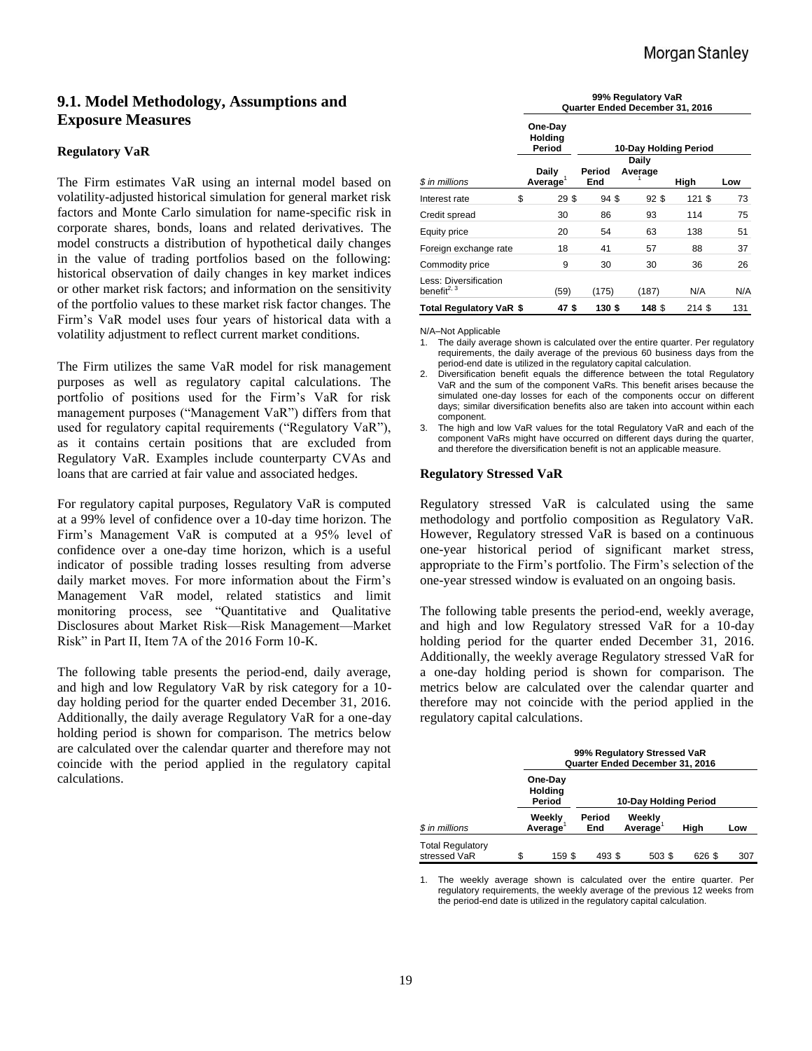## 9.1. Model Methodology, Assumptions and Exposure Measures

### Regulatory VaR

The Firm estimates VaR using an internal model based on volatility-adjusted historical simulation for general market risk factors and Monte Carlo simulation for name-specific risk in corporate shares, bonds, loans and related derivatives. The model constructs a distribution of hypothetical daily changes in the value of trading portfolios based on the following: historical observation of daily changes in key market indices or other market risk factors; and information on the sensitivity of the portfolio values to these market risk factor changes. The Firm's VaR model uses four years of historical data with a volatility adjustment to reflect current market conditions.

The Firm utilizes the same VaR model for risk management purposes as well as regulatory capital calculations. The portfolio of positions used for the Firm's VaR for risk management purposes ("Management VaR") differs from that used for regulatory capital requirements ("Regulatory VaR"), as it contains certain positions that are excluded from Regulatory VaR. Examples include counterparty CVAs and loans that are carried at fair value and associated hedges.

For regulatory capital purposes, Regulatory VaR is computed at a 99% level of confidence over a 10-day time horizon. The Firm's Management VaR is computed at a 95% level of confidence over a one-day time horizon, which is a useful indicator of possible trading losses resulting from adverse daily market moves. For more information about the Firm's Management VaR model, related statistics and limit monitoring process, see "Quantitative and Qualitative Disclosures about Market Risk—Risk Management—Market Risk" in Part II, Item 7A of the 2016 Form 10-K.

The following table presents the period-end, daily average, and high and low Regulatory VaR by risk category for a 10-day holding period for the quarter ended December 31, 2016. Additionally, the daily average Regulatory VaR for a one-day holding period is shown for comparison. The metrics below are calculated over the calendar quarter and therefore may not coincide with the period applied in the regulatory capital calculations.

| | 99% Regulatory VaR Quarter Ended December 31, 2016 | | | | |
|---|---|---|---|---|---|
| | One-Day Holding Period | 10-Day Holding Period | | | |
| $ in millions | Daily Average[1] | Period End | Daily Average[1] | High | Low |
| Interest rate | $ 29 | $ 94 | $ 92 | $ 121 | $ 73 |
| Credit spread | 30 | 86 | 93 | 114 | 75 |
| Equity price | 20 | 54 | 63 | 138 | 51 |
| Foreign exchange rate | 18 | 41 | 57 | 88 | 37 |
| Commodity price | 9 | 30 | 30 | 36 | 26 |
| Less: Diversification benefit[2, 3] | (59) | (175) | (187) | N/A | N/A |
| **Total Regulatory VaR** | **$ 47** | **$ 130** | **$ 148** | $ 214 | $ 131 |

N/A–Not Applicable

1. The daily average shown is calculated over the entire quarter. Per regulatory requirements, the daily average of the previous 60 business days from the period-end date is utilized in the regulatory capital calculation.
2. Diversification benefit equals the difference between the total Regulatory VaR and the sum of the component VaRs. This benefit arises because the simulated one-day losses for each of the components occur on different days; similar diversification benefits also are taken into account within each component.
3. The high and low VaR values for the total Regulatory VaR and each of the component VaRs might have occurred on different days during the quarter, and therefore the diversification benefit is not an applicable measure.

### Regulatory Stressed VaR

Regulatory stressed VaR is calculated using the same methodology and portfolio composition as Regulatory VaR. However, Regulatory stressed VaR is based on a continuous one-year historical period of significant market stress, appropriate to the Firm's portfolio. The Firm's selection of the one-year stressed window is evaluated on an ongoing basis.

The following table presents the period-end, weekly average, and high and low Regulatory stressed VaR for a 10-day holding period for the quarter ended December 31, 2016. Additionally, the weekly average Regulatory stressed VaR for a one-day holding period is shown for comparison. The metrics below are calculated over the calendar quarter and therefore may not coincide with the period applied in the regulatory capital calculations.

| | 99% Regulatory Stressed VaR Quarter Ended December 31, 2016 | | | | |
|---|---|---|---|---|---|
| | One-Day Holding Period | 10-Day Holding Period | | | |
| $ in millions | Weekly Average[1] | Period End | Weekly Average[1] | High | Low |
| Total Regulatory stressed VaR | $ 159 | $ 493 | $ 503 | $ 626 | $ 307 |

1. The weekly average shown is calculated over the entire quarter. Per regulatory requirements, the weekly average of the previous 12 weeks from the period-end date is utilized in the regulatory capital calculation.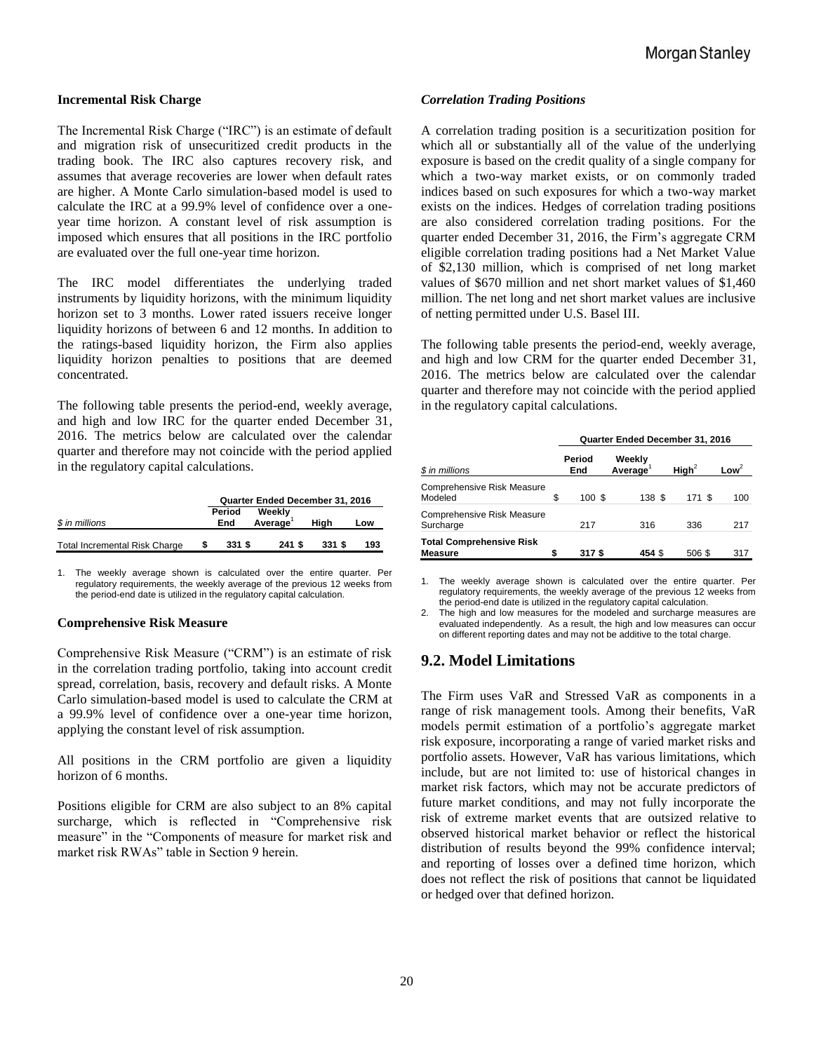### Incremental Risk Charge

The Incremental Risk Charge ("IRC") is an estimate of default and migration risk of unsecuritized credit products in the trading book. The IRC also captures recovery risk, and assumes that average recoveries are lower when default rates are higher. A Monte Carlo simulation-based model is used to calculate the IRC at a 99.9% level of confidence over a one-year time horizon. A constant level of risk assumption is imposed which ensures that all positions in the IRC portfolio are evaluated over the full one-year time horizon.

The IRC model differentiates the underlying traded instruments by liquidity horizons, with the minimum liquidity horizon set to 3 months. Lower rated issuers receive longer liquidity horizons of between 6 and 12 months. In addition to the ratings-based liquidity horizon, the Firm also applies liquidity horizon penalties to positions that are deemed concentrated.

The following table presents the period-end, weekly average, and high and low IRC for the quarter ended December 31, 2016. The metrics below are calculated over the calendar quarter and therefore may not coincide with the period applied in the regulatory capital calculations.

| | Quarter Ended December 31, 2016 | | | |
|---|---|---|---|---|
| *$ in millions* | Period End | Weekly Average[1] | High | Low |
| Total Incremental Risk Charge | $ 331 | $ 241 | $ 331 | $ 193 |

1. The weekly average shown is calculated over the entire quarter. Per regulatory requirements, the weekly average of the previous 12 weeks from the period-end date is utilized in the regulatory capital calculation.

### Comprehensive Risk Measure

Comprehensive Risk Measure ("CRM") is an estimate of risk in the correlation trading portfolio, taking into account credit spread, correlation, basis, recovery and default risks. A Monte Carlo simulation-based model is used to calculate the CRM at a 99.9% level of confidence over a one-year time horizon, applying the constant level of risk assumption.

All positions in the CRM portfolio are given a liquidity horizon of 6 months.

Positions eligible for CRM are also subject to an 8% capital surcharge, which is reflected in "Comprehensive risk measure" in the "Components of measure for market risk and market risk RWAs" table in Section 9 herein.

#### *Correlation Trading Positions*

A correlation trading position is a securitization position for which all or substantially all of the value of the underlying exposure is based on the credit quality of a single company for which a two-way market exists, or on commonly traded indices based on such exposures for which a two-way market exists on the indices. Hedges of correlation trading positions are also considered correlation trading positions. For the quarter ended December 31, 2016, the Firm's aggregate CRM eligible correlation trading positions had a Net Market Value of $2,130 million, which is comprised of net long market values of $670 million and net short market values of $1,460 million. The net long and net short market values are inclusive of netting permitted under U.S. Basel III.

The following table presents the period-end, weekly average, and high and low CRM for the quarter ended December 31, 2016. The metrics below are calculated over the calendar quarter and therefore may not coincide with the period applied in the regulatory capital calculations.

| | Quarter Ended December 31, 2016 | | | |
|---|---|---|---|---|
| *$ in millions* | Period End | Weekly Average[1] | High[2] | Low[2] |
| Comprehensive Risk Measure Modeled | $ 100 | $ 138 | $ 171 | $ 100 |
| Comprehensive Risk Measure Surcharge | 217 | 316 | 336 | 217 |
| **Total Comprehensive Risk Measure** | **$ 317** | **$ 454** | $ 506 | $ 317 |

1. The weekly average shown is calculated over the entire quarter. Per regulatory requirements, the weekly average of the previous 12 weeks from the period-end date is utilized in the regulatory capital calculation.
2. The high and low measures for the modeled and surcharge measures are evaluated independently. As a result, the high and low measures can occur on different reporting dates and may not be additive to the total charge.

## 9.2. Model Limitations

The Firm uses VaR and Stressed VaR as components in a range of risk management tools. Among their benefits, VaR models permit estimation of a portfolio's aggregate market risk exposure, incorporating a range of varied market risks and portfolio assets. However, VaR has various limitations, which include, but are not limited to: use of historical changes in market risk factors, which may not be accurate predictors of future market conditions, and may not fully incorporate the risk of extreme market events that are outsized relative to observed historical market behavior or reflect the historical distribution of results beyond the 99% confidence interval; and reporting of losses over a defined time horizon, which does not reflect the risk of positions that cannot be liquidated or hedged over that defined horizon.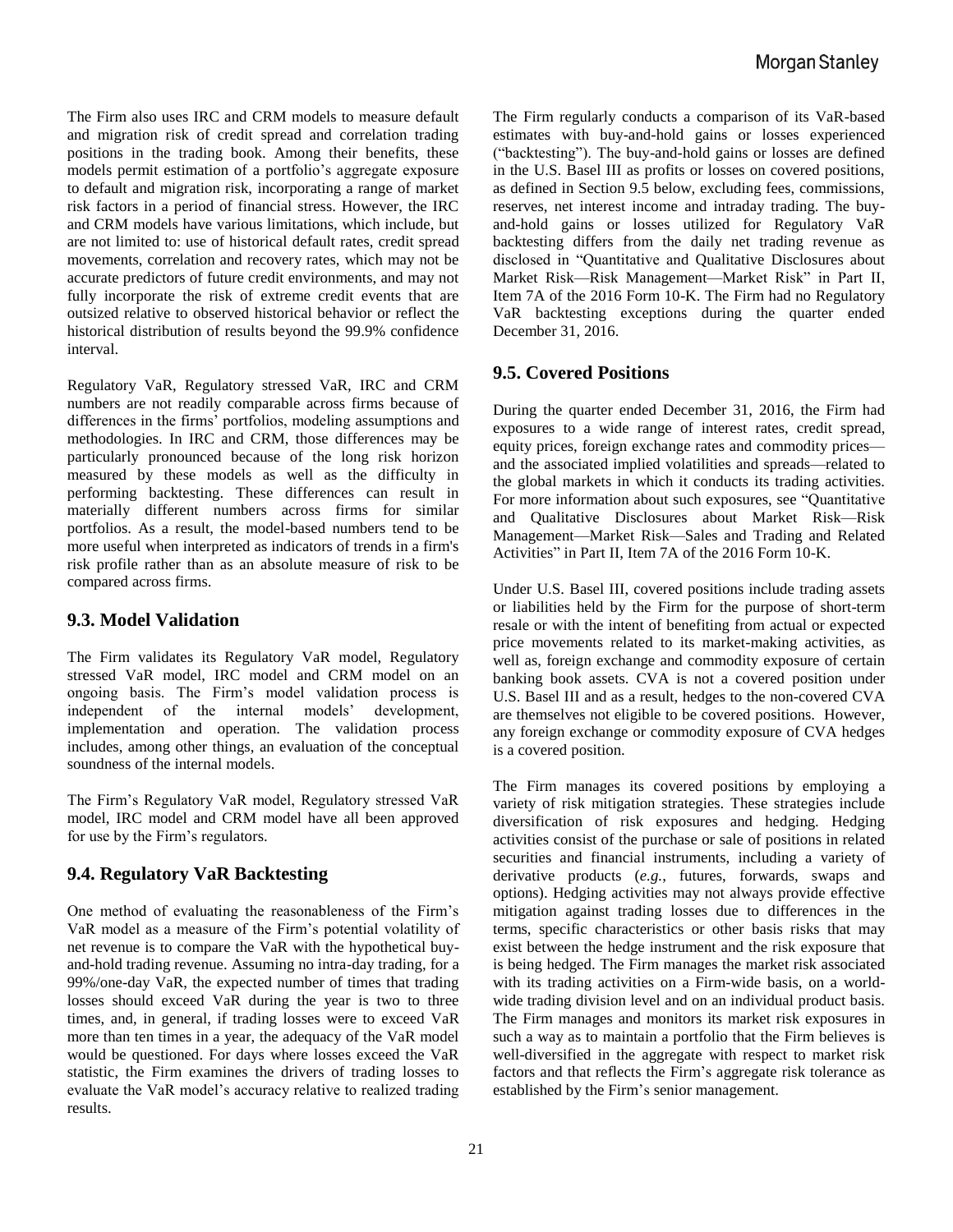The Firm also uses IRC and CRM models to measure default and migration risk of credit spread and correlation trading positions in the trading book. Among their benefits, these models permit estimation of a portfolio's aggregate exposure to default and migration risk, incorporating a range of market risk factors in a period of financial stress. However, the IRC and CRM models have various limitations, which include, but are not limited to: use of historical default rates, credit spread movements, correlation and recovery rates, which may not be accurate predictors of future credit environments, and may not fully incorporate the risk of extreme credit events that are outsized relative to observed historical behavior or reflect the historical distribution of results beyond the 99.9% confidence interval.

Regulatory VaR, Regulatory stressed VaR, IRC and CRM numbers are not readily comparable across firms because of differences in the firms' portfolios, modeling assumptions and methodologies. In IRC and CRM, those differences may be particularly pronounced because of the long risk horizon measured by these models as well as the difficulty in performing backtesting. These differences can result in materially different numbers across firms for similar portfolios. As a result, the model-based numbers tend to be more useful when interpreted as indicators of trends in a firm's risk profile rather than as an absolute measure of risk to be compared across firms.

## 9.3. Model Validation

The Firm validates its Regulatory VaR model, Regulatory stressed VaR model, IRC model and CRM model on an ongoing basis. The Firm's model validation process is independent of the internal models' development, implementation and operation. The validation process includes, among other things, an evaluation of the conceptual soundness of the internal models.

The Firm's Regulatory VaR model, Regulatory stressed VaR model, IRC model and CRM model have all been approved for use by the Firm's regulators.

## 9.4. Regulatory VaR Backtesting

One method of evaluating the reasonableness of the Firm's VaR model as a measure of the Firm's potential volatility of net revenue is to compare the VaR with the hypothetical buy-and-hold trading revenue. Assuming no intra-day trading, for a 99%/one-day VaR, the expected number of times that trading losses should exceed VaR during the year is two to three times, and, in general, if trading losses were to exceed VaR more than ten times in a year, the adequacy of the VaR model would be questioned. For days where losses exceed the VaR statistic, the Firm examines the drivers of trading losses to evaluate the VaR model's accuracy relative to realized trading results.

The Firm regularly conducts a comparison of its VaR-based estimates with buy-and-hold gains or losses experienced ("backtesting"). The buy-and-hold gains or losses are defined in the U.S. Basel III as profits or losses on covered positions, as defined in Section 9.5 below, excluding fees, commissions, reserves, net interest income and intraday trading. The buy-and-hold gains or losses utilized for Regulatory VaR backtesting differs from the daily net trading revenue as disclosed in "Quantitative and Qualitative Disclosures about Market Risk—Risk Management—Market Risk" in Part II, Item 7A of the 2016 Form 10-K. The Firm had no Regulatory VaR backtesting exceptions during the quarter ended December 31, 2016.

## 9.5. Covered Positions

During the quarter ended December 31, 2016, the Firm had exposures to a wide range of interest rates, credit spread, equity prices, foreign exchange rates and commodity prices—and the associated implied volatilities and spreads—related to the global markets in which it conducts its trading activities. For more information about such exposures, see "Quantitative and Qualitative Disclosures about Market Risk—Risk Management—Market Risk—Sales and Trading and Related Activities" in Part II, Item 7A of the 2016 Form 10-K.

Under U.S. Basel III, covered positions include trading assets or liabilities held by the Firm for the purpose of short-term resale or with the intent of benefiting from actual or expected price movements related to its market-making activities, as well as, foreign exchange and commodity exposure of certain banking book assets. CVA is not a covered position under U.S. Basel III and as a result, hedges to the non-covered CVA are themselves not eligible to be covered positions. However, any foreign exchange or commodity exposure of CVA hedges is a covered position.

The Firm manages its covered positions by employing a variety of risk mitigation strategies. These strategies include diversification of risk exposures and hedging. Hedging activities consist of the purchase or sale of positions in related securities and financial instruments, including a variety of derivative products (*e.g.*, futures, forwards, swaps and options). Hedging activities may not always provide effective mitigation against trading losses due to differences in the terms, specific characteristics or other basis risks that may exist between the hedge instrument and the risk exposure that is being hedged. The Firm manages the market risk associated with its trading activities on a Firm-wide basis, on a world-wide trading division level and on an individual product basis. The Firm manages and monitors its market risk exposures in such a way as to maintain a portfolio that the Firm believes is well-diversified in the aggregate with respect to market risk factors and that reflects the Firm's aggregate risk tolerance as established by the Firm's senior management.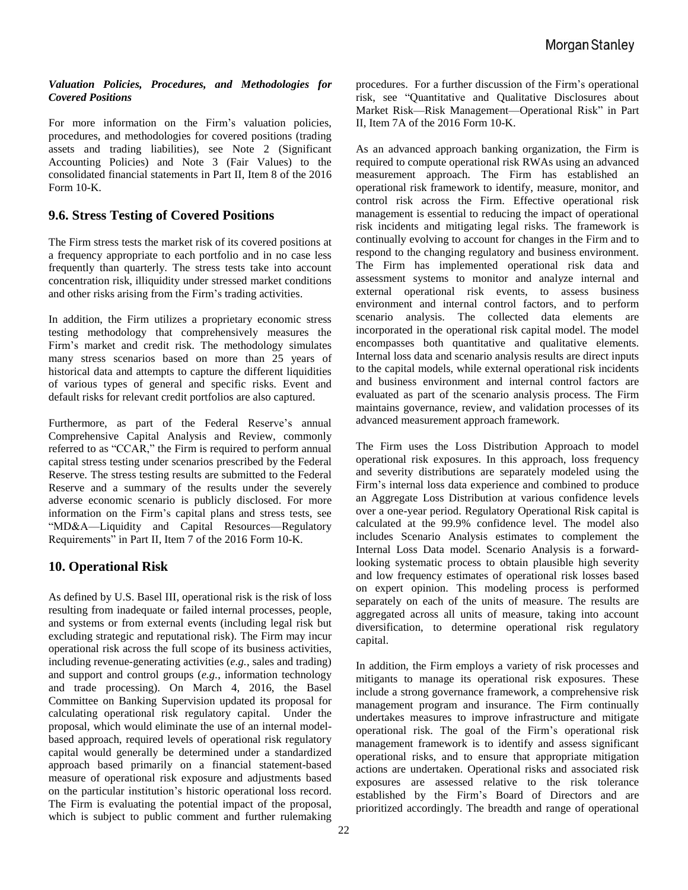***Valuation Policies, Procedures, and Methodologies for Covered Positions***

For more information on the Firm's valuation policies, procedures, and methodologies for covered positions (trading assets and trading liabilities), see Note 2 (Significant Accounting Policies) and Note 3 (Fair Values) to the consolidated financial statements in Part II, Item 8 of the 2016 Form 10-K.

## 9.6. Stress Testing of Covered Positions

The Firm stress tests the market risk of its covered positions at a frequency appropriate to each portfolio and in no case less frequently than quarterly. The stress tests take into account concentration risk, illiquidity under stressed market conditions and other risks arising from the Firm's trading activities.

In addition, the Firm utilizes a proprietary economic stress testing methodology that comprehensively measures the Firm's market and credit risk. The methodology simulates many stress scenarios based on more than 25 years of historical data and attempts to capture the different liquidities of various types of general and specific risks. Event and default risks for relevant credit portfolios are also captured.

Furthermore, as part of the Federal Reserve's annual Comprehensive Capital Analysis and Review, commonly referred to as "CCAR," the Firm is required to perform annual capital stress testing under scenarios prescribed by the Federal Reserve. The stress testing results are submitted to the Federal Reserve and a summary of the results under the severely adverse economic scenario is publicly disclosed. For more information on the Firm's capital plans and stress tests, see "MD&A—Liquidity and Capital Resources—Regulatory Requirements" in Part II, Item 7 of the 2016 Form 10-K.

## 10. Operational Risk

As defined by U.S. Basel III, operational risk is the risk of loss resulting from inadequate or failed internal processes, people, and systems or from external events (including legal risk but excluding strategic and reputational risk). The Firm may incur operational risk across the full scope of its business activities, including revenue-generating activities (*e.g.*, sales and trading) and support and control groups (*e.g.*, information technology and trade processing). On March 4, 2016, the Basel Committee on Banking Supervision updated its proposal for calculating operational risk regulatory capital. Under the proposal, which would eliminate the use of an internal model-based approach, required levels of operational risk regulatory capital would generally be determined under a standardized approach based primarily on a financial statement-based measure of operational risk exposure and adjustments based on the particular institution's historic operational loss record. The Firm is evaluating the potential impact of the proposal, which is subject to public comment and further rulemaking procedures. For a further discussion of the Firm's operational risk, see "Quantitative and Qualitative Disclosures about Market Risk—Risk Management—Operational Risk" in Part II, Item 7A of the 2016 Form 10-K.

As an advanced approach banking organization, the Firm is required to compute operational risk RWAs using an advanced measurement approach. The Firm has established an operational risk framework to identify, measure, monitor, and control risk across the Firm. Effective operational risk management is essential to reducing the impact of operational risk incidents and mitigating legal risks. The framework is continually evolving to account for changes in the Firm and to respond to the changing regulatory and business environment. The Firm has implemented operational risk data and assessment systems to monitor and analyze internal and external operational risk events, to assess business environment and internal control factors, and to perform scenario analysis. The collected data elements are incorporated in the operational risk capital model. The model encompasses both quantitative and qualitative elements. Internal loss data and scenario analysis results are direct inputs to the capital models, while external operational risk incidents and business environment and internal control factors are evaluated as part of the scenario analysis process. The Firm maintains governance, review, and validation processes of its advanced measurement approach framework.

The Firm uses the Loss Distribution Approach to model operational risk exposures. In this approach, loss frequency and severity distributions are separately modeled using the Firm's internal loss data experience and combined to produce an Aggregate Loss Distribution at various confidence levels over a one-year period. Regulatory Operational Risk capital is calculated at the 99.9% confidence level. The model also includes Scenario Analysis estimates to complement the Internal Loss Data model. Scenario Analysis is a forward-looking systematic process to obtain plausible high severity and low frequency estimates of operational risk losses based on expert opinion. This modeling process is performed separately on each of the units of measure. The results are aggregated across all units of measure, taking into account diversification, to determine operational risk regulatory capital.

In addition, the Firm employs a variety of risk processes and mitigants to manage its operational risk exposures. These include a strong governance framework, a comprehensive risk management program and insurance. The Firm continually undertakes measures to improve infrastructure and mitigate operational risk. The goal of the Firm's operational risk management framework is to identify and assess significant operational risks, and to ensure that appropriate mitigation actions are undertaken. Operational risks and associated risk exposures are assessed relative to the risk tolerance established by the Firm's Board of Directors and are prioritized accordingly. The breadth and range of operational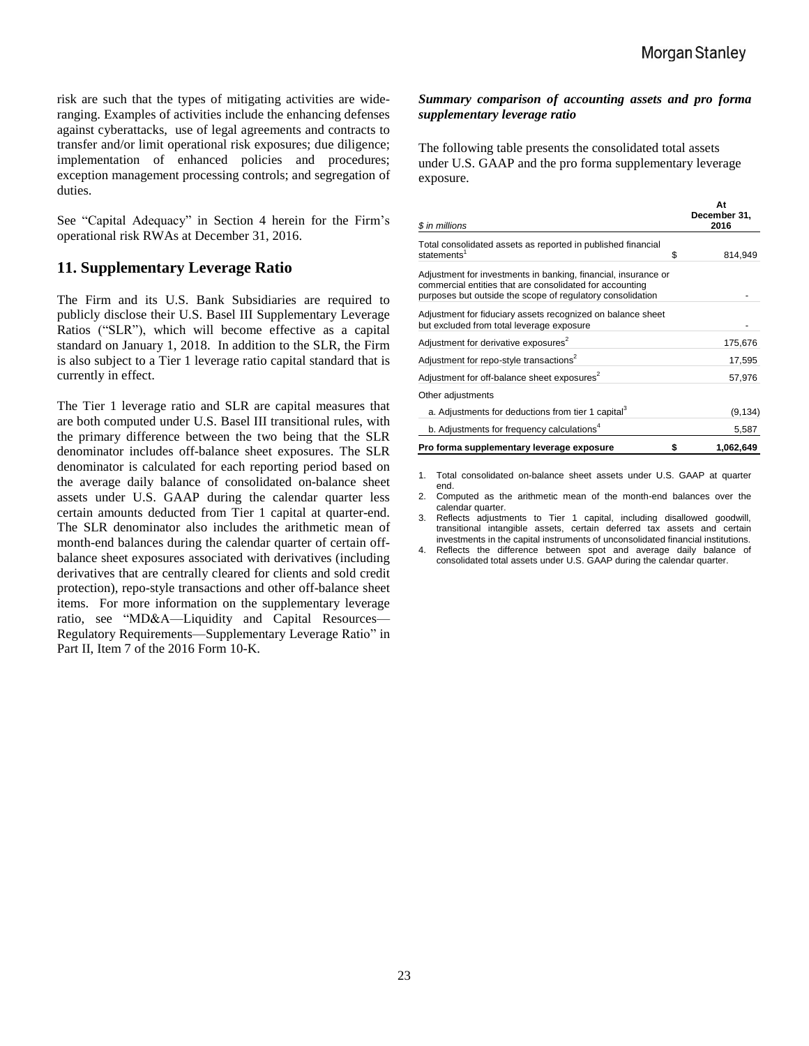risk are such that the types of mitigating activities are wide-ranging. Examples of activities include the enhancing defenses against cyberattacks, use of legal agreements and contracts to transfer and/or limit operational risk exposures; due diligence; implementation of enhanced policies and procedures; exception management processing controls; and segregation of duties.

See "Capital Adequacy" in Section 4 herein for the Firm's operational risk RWAs at December 31, 2016.

## 11. Supplementary Leverage Ratio

The Firm and its U.S. Bank Subsidiaries are required to publicly disclose their U.S. Basel III Supplementary Leverage Ratios ("SLR"), which will become effective as a capital standard on January 1, 2018. In addition to the SLR, the Firm is also subject to a Tier 1 leverage ratio capital standard that is currently in effect.

The Tier 1 leverage ratio and SLR are capital measures that are both computed under U.S. Basel III transitional rules, with the primary difference between the two being that the SLR denominator includes off-balance sheet exposures. The SLR denominator is calculated for each reporting period based on the average daily balance of consolidated on-balance sheet assets under U.S. GAAP during the calendar quarter less certain amounts deducted from Tier 1 capital at quarter-end. The SLR denominator also includes the arithmetic mean of month-end balances during the calendar quarter of certain off-balance sheet exposures associated with derivatives (including derivatives that are centrally cleared for clients and sold credit protection), repo-style transactions and other off-balance sheet items. For more information on the supplementary leverage ratio, see "MD&A—Liquidity and Capital Resources—Regulatory Requirements—Supplementary Leverage Ratio" in Part II, Item 7 of the 2016 Form 10-K.

***Summary comparison of accounting assets and pro forma supplementary leverage ratio***

The following table presents the consolidated total assets under U.S. GAAP and the pro forma supplementary leverage exposure.

| *$ in millions* | At December 31, 2016 |
|---|---|
| Total consolidated assets as reported in published financial statements[1] | $ 814,949 |
| Adjustment for investments in banking, financial, insurance or commercial entities that are consolidated for accounting purposes but outside the scope of regulatory consolidation | - |
| Adjustment for fiduciary assets recognized on balance sheet but excluded from total leverage exposure | - |
| Adjustment for derivative exposures[2] | 175,676 |
| Adjustment for repo-style transactions[2] | 17,595 |
| Adjustment for off-balance sheet exposures[2] | 57,976 |
| Other adjustments | |
| a. Adjustments for deductions from tier 1 capital[3] | (9,134) |
| b. Adjustments for frequency calculations[4] | 5,587 |
| **Pro forma supplementary leverage exposure** | **$ 1,062,649** |

1. Total consolidated on-balance sheet assets under U.S. GAAP at quarter end.
2. Computed as the arithmetic mean of the month-end balances over the calendar quarter.
3. Reflects adjustments to Tier 1 capital, including disallowed goodwill, transitional intangible assets, certain deferred tax assets and certain investments in the capital instruments of unconsolidated financial institutions.
4. Reflects the difference between spot and average daily balance of consolidated total assets under U.S. GAAP during the calendar quarter.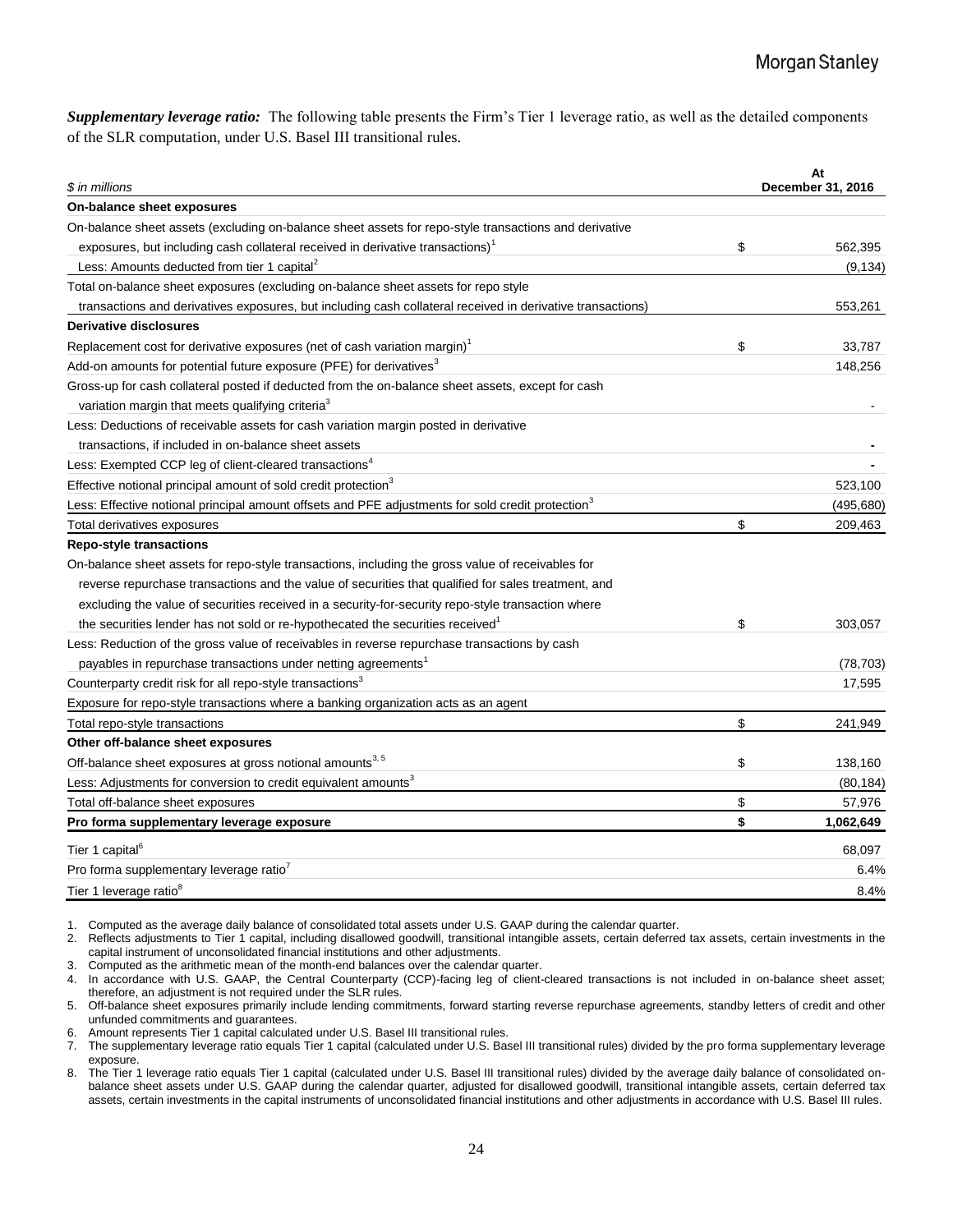***Supplementary leverage ratio:*** The following table presents the Firm's Tier 1 leverage ratio, as well as the detailed components of the SLR computation, under U.S. Basel III transitional rules.

| $ in millions | | At December 31, 2016 |
|---|---|---|
| **On-balance sheet exposures** | | |
| On-balance sheet assets (excluding on-balance sheet assets for repo-style transactions and derivative exposures, but including cash collateral received in derivative transactions)[1] | $ | 562,395 |
| Less: Amounts deducted from tier 1 capital[2] | | (9,134) |
| Total on-balance sheet exposures (excluding on-balance sheet assets for repo style transactions and derivatives exposures, but including cash collateral received in derivative transactions) | | 553,261 |
| **Derivative disclosures** | | |
| Replacement cost for derivative exposures (net of cash variation margin)[1] | $ | 33,787 |
| Add-on amounts for potential future exposure (PFE) for derivatives[3] | | 148,256 |
| Gross-up for cash collateral posted if deducted from the on-balance sheet assets, except for cash variation margin that meets qualifying criteria[3] | | - |
| Less: Deductions of receivable assets for cash variation margin posted in derivative transactions, if included in on-balance sheet assets | | - |
| Less: Exempted CCP leg of client-cleared transactions[4] | | - |
| Effective notional principal amount of sold credit protection[3] | | 523,100 |
| Less: Effective notional principal amount offsets and PFE adjustments for sold credit protection[3] | | (495,680) |
| Total derivatives exposures | $ | 209,463 |
| **Repo-style transactions** | | |
| On-balance sheet assets for repo-style transactions, including the gross value of receivables for reverse repurchase transactions and the value of securities that qualified for sales treatment, and excluding the value of securities received in a security-for-security repo-style transaction where the securities lender has not sold or re-hypothecated the securities received[1] | $ | 303,057 |
| Less: Reduction of the gross value of receivables in reverse repurchase transactions by cash payables in repurchase transactions under netting agreements[1] | | (78,703) |
| Counterparty credit risk for all repo-style transactions[3] | | 17,595 |
| Exposure for repo-style transactions where a banking organization acts as an agent | | |
| Total repo-style transactions | $ | 241,949 |
| **Other off-balance sheet exposures** | | |
| Off-balance sheet exposures at gross notional amounts[3, 5] | $ | 138,160 |
| Less: Adjustments for conversion to credit equivalent amounts[3] | | (80,184) |
| Total off-balance sheet exposures | $ | 57,976 |
| **Pro forma supplementary leverage exposure** | **$** | **1,062,649** |
| Tier 1 capital[6] | | 68,097 |
| Pro forma supplementary leverage ratio[7] | | 6.4% |
| Tier 1 leverage ratio[8] | | 8.4% |

1. Computed as the average daily balance of consolidated total assets under U.S. GAAP during the calendar quarter.
2. Reflects adjustments to Tier 1 capital, including disallowed goodwill, transitional intangible assets, certain deferred tax assets, certain investments in the capital instrument of unconsolidated financial institutions and other adjustments.
3. Computed as the arithmetic mean of the month-end balances over the calendar quarter.
4. In accordance with U.S. GAAP, the Central Counterparty (CCP)-facing leg of client-cleared transactions is not included in on-balance sheet asset; therefore, an adjustment is not required under the SLR rules.
5. Off-balance sheet exposures primarily include lending commitments, forward starting reverse repurchase agreements, standby letters of credit and other unfunded commitments and guarantees.
6. Amount represents Tier 1 capital calculated under U.S. Basel III transitional rules.
7. The supplementary leverage ratio equals Tier 1 capital (calculated under U.S. Basel III transitional rules) divided by the pro forma supplementary leverage exposure.
8. The Tier 1 leverage ratio equals Tier 1 capital (calculated under U.S. Basel III transitional rules) divided by the average daily balance of consolidated on-balance sheet assets under U.S. GAAP during the calendar quarter, adjusted for disallowed goodwill, transitional intangible assets, certain deferred tax assets, certain investments in the capital instruments of unconsolidated financial institutions and other adjustments in accordance with U.S. Basel III rules.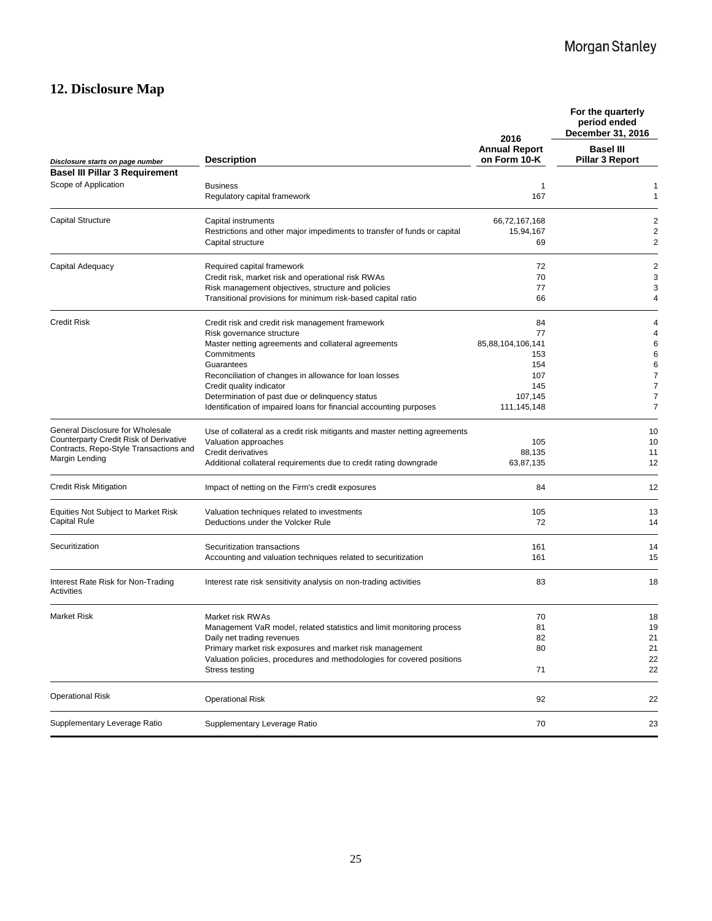## 12. Disclosure Map

| *Disclosure starts on page number* | Description | 2016 Annual Report on Form 10-K | For the quarterly period ended December 31, 2016 Basel III Pillar 3 Report |
|---|---|---|---|
| **Basel III Pillar 3 Requirement** | | | |
| Scope of Application | Business | 1 | 1 |
| | Regulatory capital framework | 167 | 1 |
| Capital Structure | Capital instruments | 66,72,167,168 | 2 |
| | Restrictions and other major impediments to transfer of funds or capital | 15,94,167 | 2 |
| | Capital structure | 69 | 2 |
| Capital Adequacy | Required capital framework | 72 | 2 |
| | Credit risk, market risk and operational risk RWAs | 70 | 3 |
| | Risk management objectives, structure and policies | 77 | 3 |
| | Transitional provisions for minimum risk-based capital ratio | 66 | 4 |
| Credit Risk | Credit risk and credit risk management framework | 84 | 4 |
| | Risk governance structure | 77 | 4 |
| | Master netting agreements and collateral agreements | 85,88,104,106,141 | 6 |
| | Commitments | 153 | 6 |
| | Guarantees | 154 | 6 |
| | Reconciliation of changes in allowance for loan losses | 107 | 7 |
| | Credit quality indicator | 145 | 7 |
| | Determination of past due or delinquency status | 107,145 | 7 |
| | Identification of impaired loans for financial accounting purposes | 111,145,148 | 7 |
| General Disclosure for Wholesale Counterparty Credit Risk of Derivative Contracts, Repo-Style Transactions and Margin Lending | Use of collateral as a credit risk mitigants and master netting agreements | | 10 |
| | Valuation approaches | 105 | 10 |
| | Credit derivatives | 88,135 | 11 |
| | Additional collateral requirements due to credit rating downgrade | 63,87,135 | 12 |
| Credit Risk Mitigation | Impact of netting on the Firm's credit exposures | 84 | 12 |
| Equities Not Subject to Market Risk Capital Rule | Valuation techniques related to investments | 105 | 13 |
| | Deductions under the Volcker Rule | 72 | 14 |
| Securitization | Securitization transactions | 161 | 14 |
| | Accounting and valuation techniques related to securitization | 161 | 15 |
| Interest Rate Risk for Non-Trading Activities | Interest rate risk sensitivity analysis on non-trading activities | 83 | 18 |
| Market Risk | Market risk RWAs | 70 | 18 |
| | Management VaR model, related statistics and limit monitoring process | 81 | 19 |
| | Daily net trading revenues | 82 | 21 |
| | Primary market risk exposures and market risk management | 80 | 21 |
| | Valuation policies, procedures and methodologies for covered positions | | 22 |
| | Stress testing | 71 | 22 |
| Operational Risk | Operational Risk | 92 | 22 |
| Supplementary Leverage Ratio | Supplementary Leverage Ratio | 70 | 23 |